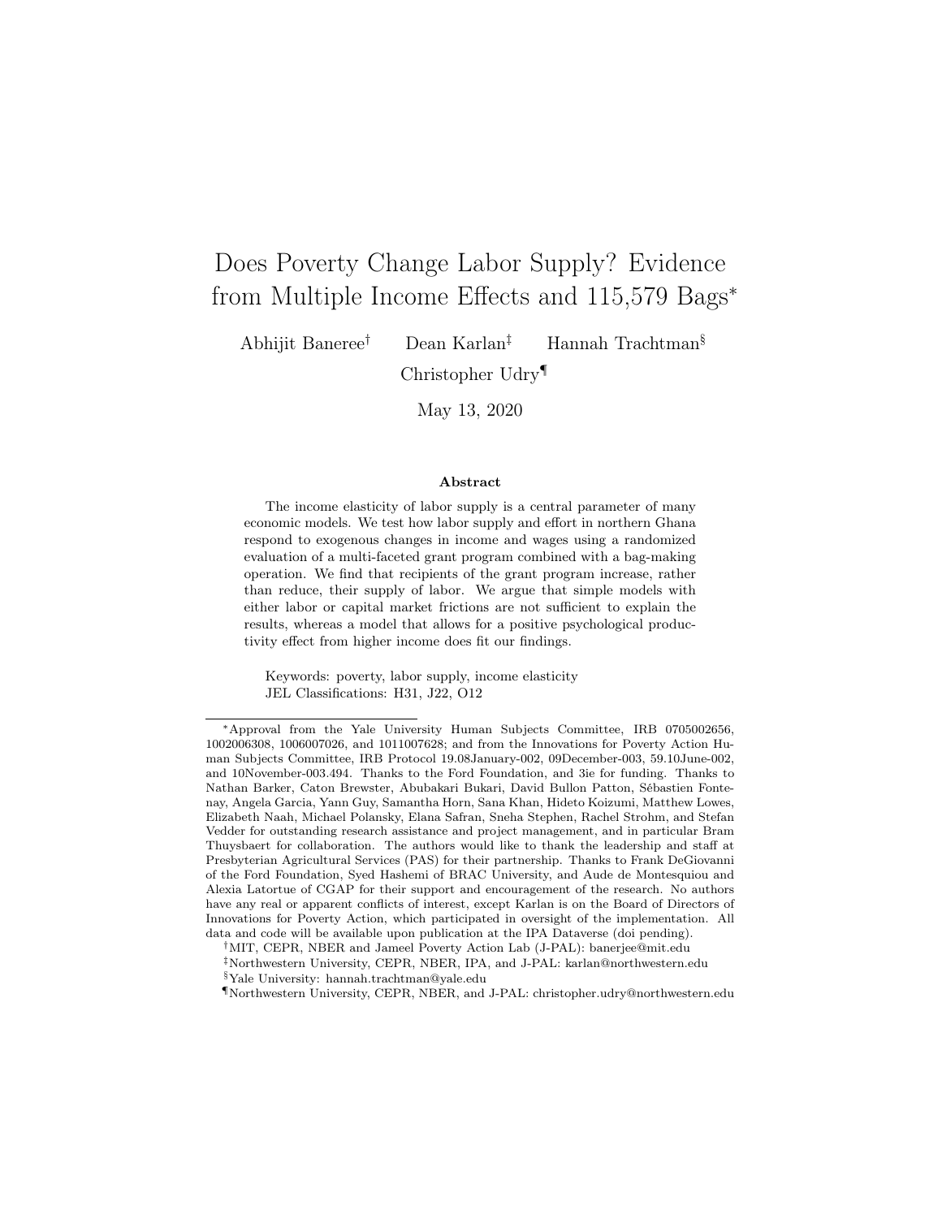# Does Poverty Change Labor Supply? Evidence from Multiple Income Effects and 115,579 Bags[*]

Abhijit Baneree[†] Dean Karlan[‡] Hannah Trachtman[§]

Christopher Udry[¶]

May 13, 2020

### Abstract

The income elasticity of labor supply is a central parameter of many economic models. We test how labor supply and effort in northern Ghana respond to exogenous changes in income and wages using a randomized evaluation of a multi-faceted grant program combined with a bag-making operation. We find that recipients of the grant program increase, rather than reduce, their supply of labor. We argue that simple models with either labor or capital market frictions are not sufficient to explain the results, whereas a model that allows for a positive psychological productivity effect from higher income does fit our findings.

Keywords: poverty, labor supply, income elasticity
JEL Classifications: H31, J22, O12

---

[*]Approval from the Yale University Human Subjects Committee, IRB 0705002656, 1002006308, 1006007026, and 1011007628; and from the Innovations for Poverty Action Human Subjects Committee, IRB Protocol 19.08January-002, 09December-003, 59.10June-002, and 10November-003.494. Thanks to the Ford Foundation, and 3ie for funding. Thanks to Nathan Barker, Caton Brewster, Abubakari Bukari, David Bullon Patton, Sébastien Fontenay, Angela Garcia, Yann Guy, Samantha Horn, Sana Khan, Hideto Koizumi, Matthew Lowes, Elizabeth Naah, Michael Polansky, Elana Safran, Sneha Stephen, Rachel Strohm, and Stefan Vedder for outstanding research assistance and project management, and in particular Bram Thuysbaert for collaboration. The authors would like to thank the leadership and staff at Presbyterian Agricultural Services (PAS) for their partnership. Thanks to Frank DeGiovanni of the Ford Foundation, Syed Hashemi of BRAC University, and Aude de Montesquiou and Alexia Latortue of CGAP for their support and encouragement of the research. No authors have any real or apparent conflicts of interest, except Karlan is on the Board of Directors of Innovations for Poverty Action, which participated in oversight of the implementation. All data and code will be available upon publication at the IPA Dataverse (doi pending).

[†]MIT, CEPR, NBER and Jameel Poverty Action Lab (J-PAL): banerjee@mit.edu

[‡]Northwestern University, CEPR, NBER, IPA, and J-PAL: karlan@northwestern.edu

[§]Yale University: hannah.trachtman@yale.edu

[¶]Northwestern University, CEPR, NBER, and J-PAL: christopher.udry@northwestern.edu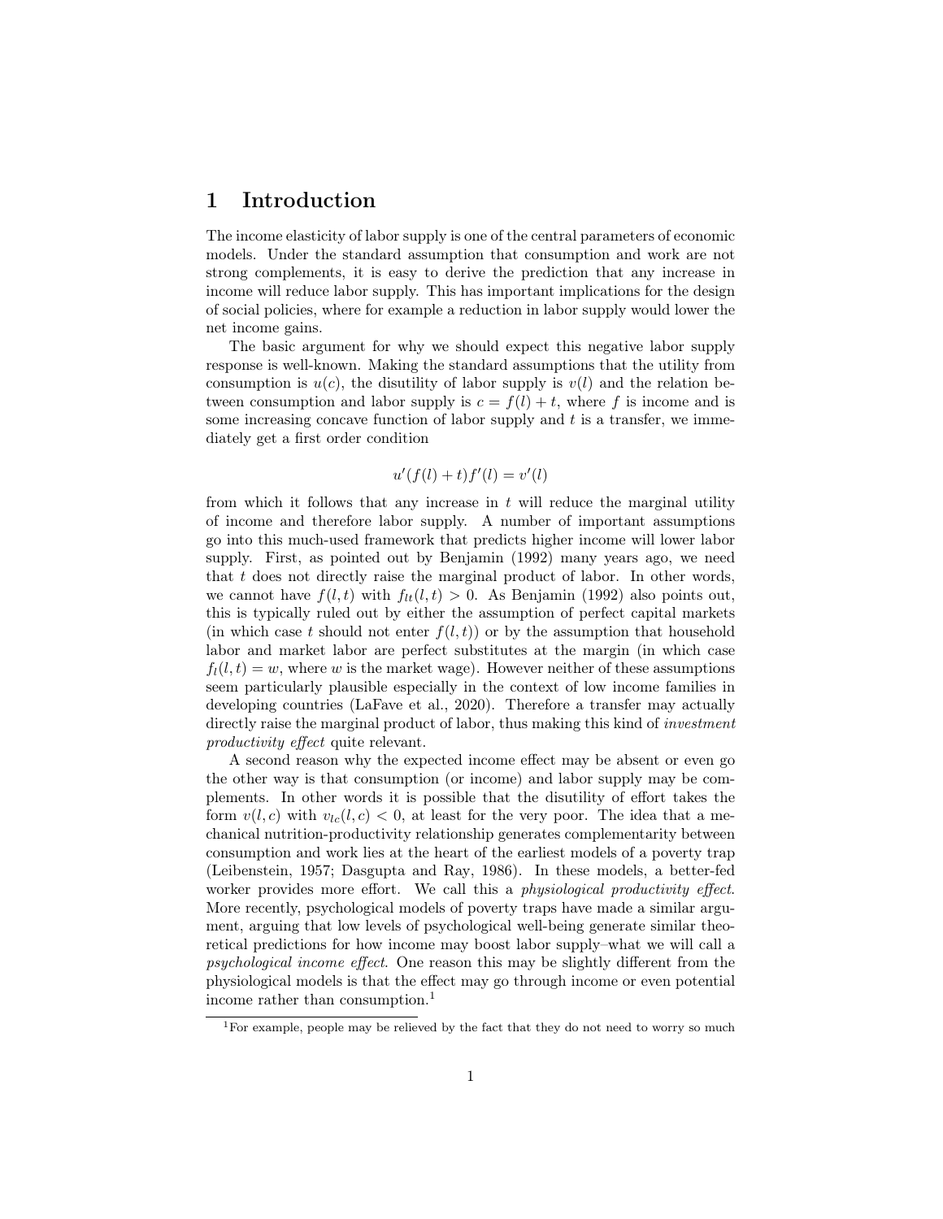# 1 Introduction

The income elasticity of labor supply is one of the central parameters of economic models. Under the standard assumption that consumption and work are not strong complements, it is easy to derive the prediction that any increase in income will reduce labor supply. This has important implications for the design of social policies, where for example a reduction in labor supply would lower the net income gains.

The basic argument for why we should expect this negative labor supply response is well-known. Making the standard assumptions that the utility from consumption is $u(c)$, the disutility of labor supply is $v(l)$ and the relation between consumption and labor supply is $c = f(l) + t$, where $f$ is income and is some increasing concave function of labor supply and $t$ is a transfer, we immediately get a first order condition

$$u'(f(l) + t)f'(l) = v'(l)$$

from which it follows that any increase in $t$ will reduce the marginal utility of income and therefore labor supply. A number of important assumptions go into this much-used framework that predicts higher income will lower labor supply. First, as pointed out by Benjamin (1992) many years ago, we need that $t$ does not directly raise the marginal product of labor. In other words, we cannot have $f(l, t)$ with $f_{lt}(l, t) > 0$. As Benjamin (1992) also points out, this is typically ruled out by either the assumption of perfect capital markets (in which case $t$ should not enter $f(l, t)$) or by the assumption that household labor and market labor are perfect substitutes at the margin (in which case $f_l(l, t) = w$, where $w$ is the market wage). However neither of these assumptions seem particularly plausible especially in the context of low income families in developing countries (LaFave et al., 2020). Therefore a transfer may actually directly raise the marginal product of labor, thus making this kind of *investment productivity effect* quite relevant.

A second reason why the expected income effect may be absent or even go the other way is that consumption (or income) and labor supply may be complements. In other words it is possible that the disutility of effort takes the form $v(l, c)$ with $v_{lc}(l, c) < 0$, at least for the very poor. The idea that a mechanical nutrition-productivity relationship generates complementarity between consumption and work lies at the heart of the earliest models of a poverty trap (Leibenstein, 1957; Dasgupta and Ray, 1986). In these models, a better-fed worker provides more effort. We call this a *physiological productivity effect*. More recently, psychological models of poverty traps have made a similar argument, arguing that low levels of psychological well-being generate similar theoretical predictions for how income may boost labor supply–what we will call a *psychological income effect*. One reason this may be slightly different from the physiological models is that the effect may go through income or even potential income rather than consumption.[1]

[1] For example, people may be relieved by the fact that they do not need to worry so much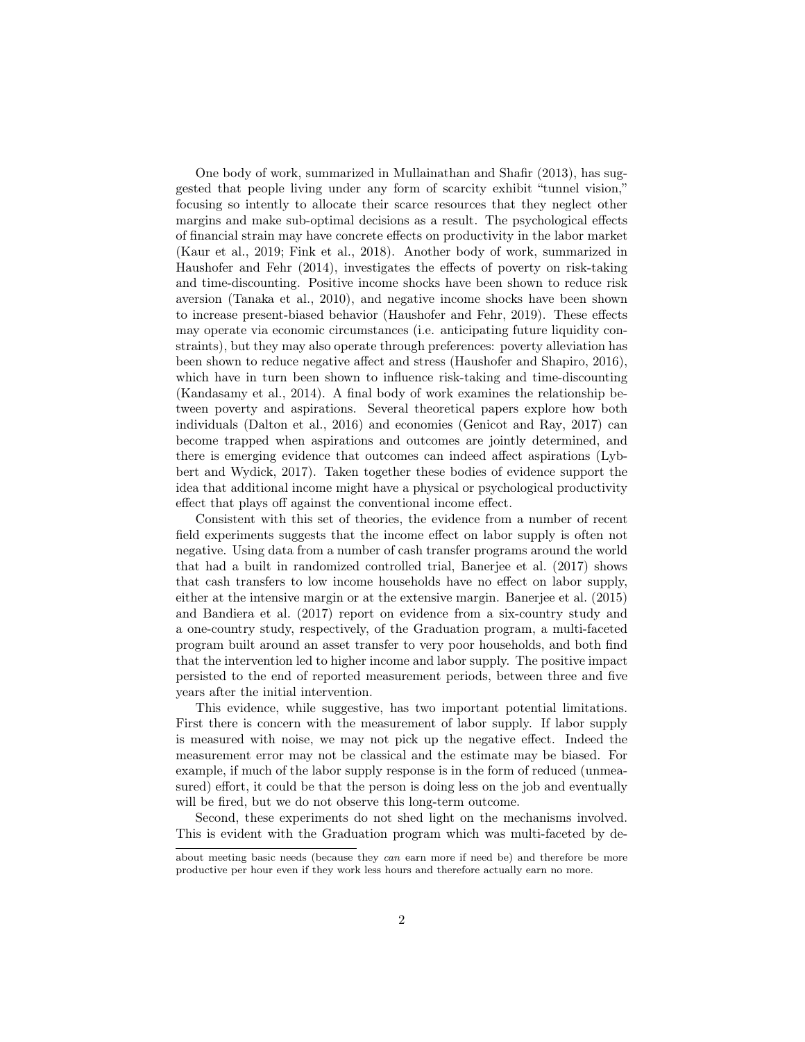One body of work, summarized in Mullainathan and Shafir (2013), has suggested that people living under any form of scarcity exhibit "tunnel vision," focusing so intently to allocate their scarce resources that they neglect other margins and make sub-optimal decisions as a result. The psychological effects of financial strain may have concrete effects on productivity in the labor market (Kaur et al., 2019; Fink et al., 2018). Another body of work, summarized in Haushofer and Fehr (2014), investigates the effects of poverty on risk-taking and time-discounting. Positive income shocks have been shown to reduce risk aversion (Tanaka et al., 2010), and negative income shocks have been shown to increase present-biased behavior (Haushofer and Fehr, 2019). These effects may operate via economic circumstances (i.e. anticipating future liquidity constraints), but they may also operate through preferences: poverty alleviation has been shown to reduce negative affect and stress (Haushofer and Shapiro, 2016), which have in turn been shown to influence risk-taking and time-discounting (Kandasamy et al., 2014). A final body of work examines the relationship between poverty and aspirations. Several theoretical papers explore how both individuals (Dalton et al., 2016) and economies (Genicot and Ray, 2017) can become trapped when aspirations and outcomes are jointly determined, and there is emerging evidence that outcomes can indeed affect aspirations (Lybbert and Wydick, 2017). Taken together these bodies of evidence support the idea that additional income might have a physical or psychological productivity effect that plays off against the conventional income effect.

Consistent with this set of theories, the evidence from a number of recent field experiments suggests that the income effect on labor supply is often not negative. Using data from a number of cash transfer programs around the world that had a built in randomized controlled trial, Banerjee et al. (2017) shows that cash transfers to low income households have no effect on labor supply, either at the intensive margin or at the extensive margin. Banerjee et al. (2015) and Bandiera et al. (2017) report on evidence from a six-country study and a one-country study, respectively, of the Graduation program, a multi-faceted program built around an asset transfer to very poor households, and both find that the intervention led to higher income and labor supply. The positive impact persisted to the end of reported measurement periods, between three and five years after the initial intervention.

This evidence, while suggestive, has two important potential limitations. First there is concern with the measurement of labor supply. If labor supply is measured with noise, we may not pick up the negative effect. Indeed the measurement error may not be classical and the estimate may be biased. For example, if much of the labor supply response is in the form of reduced (unmeasured) effort, it could be that the person is doing less on the job and eventually will be fired, but we do not observe this long-term outcome.

Second, these experiments do not shed light on the mechanisms involved. This is evident with the Graduation program which was multi-faceted by de-

about meeting basic needs (because they *can* earn more if need be) and therefore be more productive per hour even if they work less hours and therefore actually earn no more.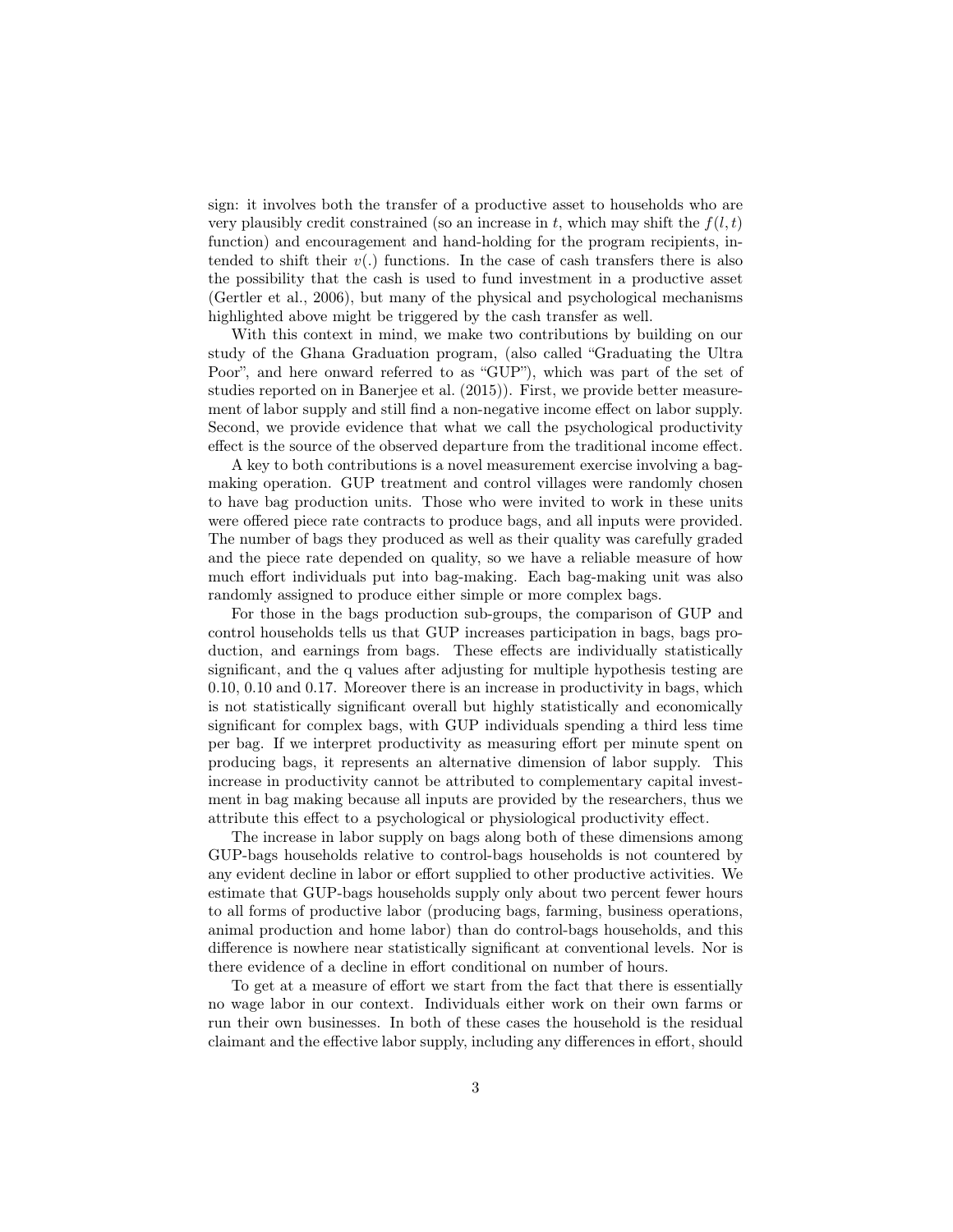sign: it involves both the transfer of a productive asset to households who are very plausibly credit constrained (so an increase in $t$, which may shift the $f(l, t)$ function) and encouragement and hand-holding for the program recipients, intended to shift their $v(.)$ functions. In the case of cash transfers there is also the possibility that the cash is used to fund investment in a productive asset (Gertler et al., 2006), but many of the physical and psychological mechanisms highlighted above might be triggered by the cash transfer as well.

With this context in mind, we make two contributions by building on our study of the Ghana Graduation program, (also called "Graduating the Ultra Poor", and here onward referred to as "GUP"), which was part of the set of studies reported on in Banerjee et al. (2015)). First, we provide better measurement of labor supply and still find a non-negative income effect on labor supply. Second, we provide evidence that what we call the psychological productivity effect is the source of the observed departure from the traditional income effect.

A key to both contributions is a novel measurement exercise involving a bag-making operation. GUP treatment and control villages were randomly chosen to have bag production units. Those who were invited to work in these units were offered piece rate contracts to produce bags, and all inputs were provided. The number of bags they produced as well as their quality was carefully graded and the piece rate depended on quality, so we have a reliable measure of how much effort individuals put into bag-making. Each bag-making unit was also randomly assigned to produce either simple or more complex bags.

For those in the bags production sub-groups, the comparison of GUP and control households tells us that GUP increases participation in bags, bags production, and earnings from bags. These effects are individually statistically significant, and the q values after adjusting for multiple hypothesis testing are 0.10, 0.10 and 0.17. Moreover there is an increase in productivity in bags, which is not statistically significant overall but highly statistically and economically significant for complex bags, with GUP individuals spending a third less time per bag. If we interpret productivity as measuring effort per minute spent on producing bags, it represents an alternative dimension of labor supply. This increase in productivity cannot be attributed to complementary capital investment in bag making because all inputs are provided by the researchers, thus we attribute this effect to a psychological or physiological productivity effect.

The increase in labor supply on bags along both of these dimensions among GUP-bags households relative to control-bags households is not countered by any evident decline in labor or effort supplied to other productive activities. We estimate that GUP-bags households supply only about two percent fewer hours to all forms of productive labor (producing bags, farming, business operations, animal production and home labor) than do control-bags households, and this difference is nowhere near statistically significant at conventional levels. Nor is there evidence of a decline in effort conditional on number of hours.

To get at a measure of effort we start from the fact that there is essentially no wage labor in our context. Individuals either work on their own farms or run their own businesses. In both of these cases the household is the residual claimant and the effective labor supply, including any differences in effort, should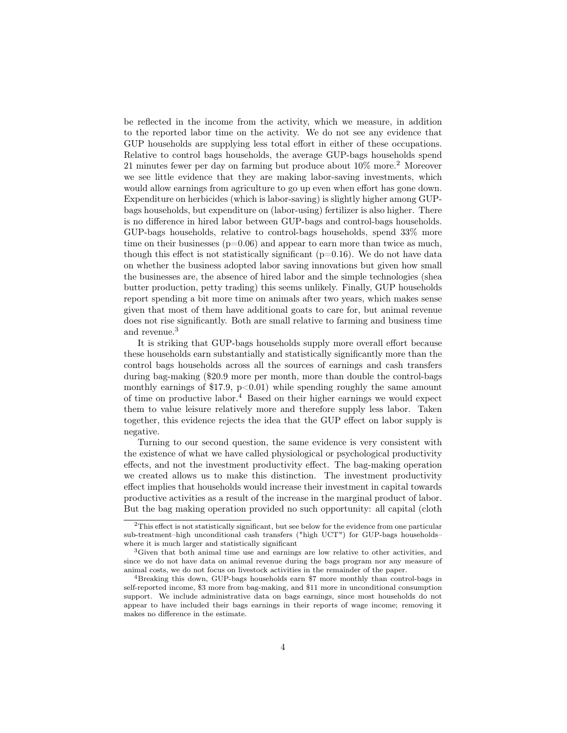be reflected in the income from the activity, which we measure, in addition to the reported labor time on the activity. We do not see any evidence that GUP households are supplying less total effort in either of these occupations. Relative to control bags households, the average GUP-bags households spend 21 minutes fewer per day on farming but produce about 10% more.[2] Moreover we see little evidence that they are making labor-saving investments, which would allow earnings from agriculture to go up even when effort has gone down. Expenditure on herbicides (which is labor-saving) is slightly higher among GUP-bags households, but expenditure on (labor-using) fertilizer is also higher. There is no difference in hired labor between GUP-bags and control-bags households. GUP-bags households, relative to control-bags households, spend 33% more time on their businesses (p=0.06) and appear to earn more than twice as much, though this effect is not statistically significant (p=0.16). We do not have data on whether the business adopted labor saving innovations but given how small the businesses are, the absence of hired labor and the simple technologies (shea butter production, petty trading) this seems unlikely. Finally, GUP households report spending a bit more time on animals after two years, which makes sense given that most of them have additional goats to care for, but animal revenue does not rise significantly. Both are small relative to farming and business time and revenue.[3]

It is striking that GUP-bags households supply more overall effort because these households earn substantially and statistically significantly more than the control bags households across all the sources of earnings and cash transfers during bag-making ($20.9 more per month, more than double the control-bags monthly earnings of $17.9, p<0.01) while spending roughly the same amount of time on productive labor.[4] Based on their higher earnings we would expect them to value leisure relatively more and therefore supply less labor. Taken together, this evidence rejects the idea that the GUP effect on labor supply is negative.

Turning to our second question, the same evidence is very consistent with the existence of what we have called physiological or psychological productivity effects, and not the investment productivity effect. The bag-making operation we created allows us to make this distinction. The investment productivity effect implies that households would increase their investment in capital towards productive activities as a result of the increase in the marginal product of labor. But the bag making operation provided no such opportunity: all capital (cloth

[2] This effect is not statistically significant, but see below for the evidence from one particular sub-treatment–high unconditional cash transfers ("high UCT") for GUP-bags households–where it is much larger and statistically significant

[3] Given that both animal time use and earnings are low relative to other activities, and since we do not have data on animal revenue during the bags program nor any measure of animal costs, we do not focus on livestock activities in the remainder of the paper.

[4] Breaking this down, GUP-bags households earn $7 more monthly than control-bags in self-reported income, $3 more from bag-making, and $11 more in unconditional consumption support. We include administrative data on bags earnings, since most households do not appear to have included their bags earnings in their reports of wage income; removing it makes no difference in the estimate.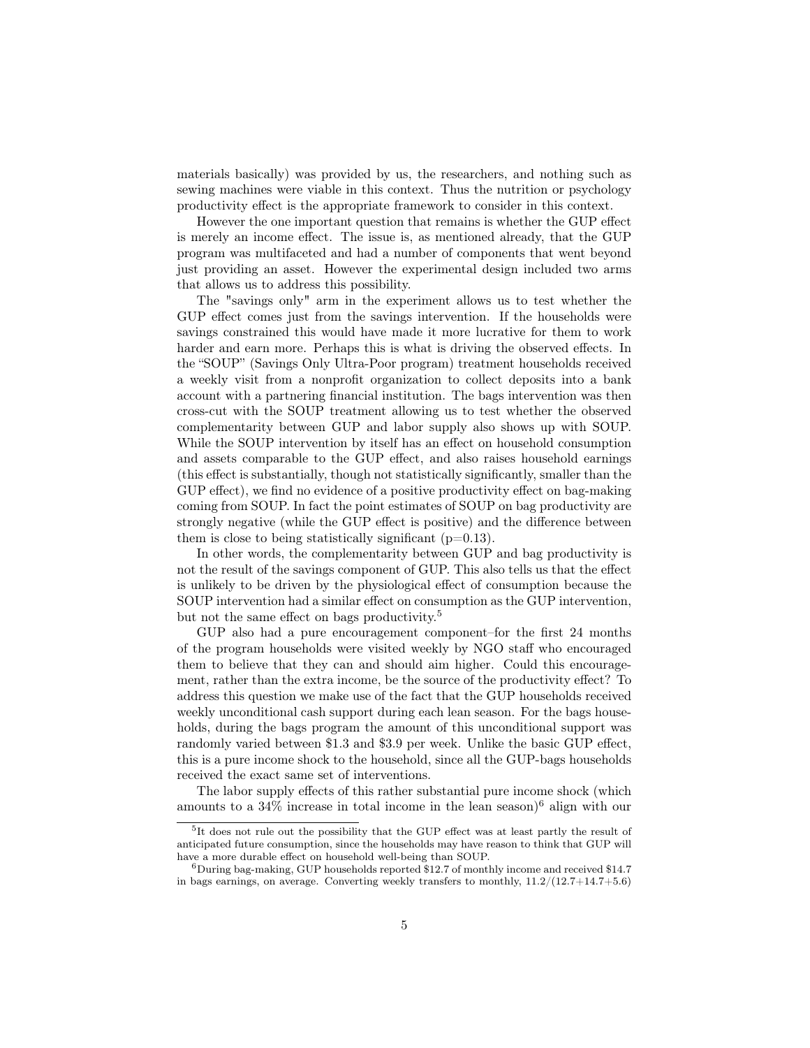materials basically) was provided by us, the researchers, and nothing such as sewing machines were viable in this context. Thus the nutrition or psychology productivity effect is the appropriate framework to consider in this context.

However the one important question that remains is whether the GUP effect is merely an income effect. The issue is, as mentioned already, that the GUP program was multifaceted and had a number of components that went beyond just providing an asset. However the experimental design included two arms that allows us to address this possibility.

The "savings only" arm in the experiment allows us to test whether the GUP effect comes just from the savings intervention. If the households were savings constrained this would have made it more lucrative for them to work harder and earn more. Perhaps this is what is driving the observed effects. In the "SOUP" (Savings Only Ultra-Poor program) treatment households received a weekly visit from a nonprofit organization to collect deposits into a bank account with a partnering financial institution. The bags intervention was then cross-cut with the SOUP treatment allowing us to test whether the observed complementarity between GUP and labor supply also shows up with SOUP. While the SOUP intervention by itself has an effect on household consumption and assets comparable to the GUP effect, and also raises household earnings (this effect is substantially, though not statistically significantly, smaller than the GUP effect), we find no evidence of a positive productivity effect on bag-making coming from SOUP. In fact the point estimates of SOUP on bag productivity are strongly negative (while the GUP effect is positive) and the difference between them is close to being statistically significant ($p=0.13$).

In other words, the complementarity between GUP and bag productivity is not the result of the savings component of GUP. This also tells us that the effect is unlikely to be driven by the physiological effect of consumption because the SOUP intervention had a similar effect on consumption as the GUP intervention, but not the same effect on bags productivity.[5]

GUP also had a pure encouragement component–for the first 24 months of the program households were visited weekly by NGO staff who encouraged them to believe that they can and should aim higher. Could this encouragement, rather than the extra income, be the source of the productivity effect? To address this question we make use of the fact that the GUP households received weekly unconditional cash support during each lean season. For the bags households, during the bags program the amount of this unconditional support was randomly varied between \$1.3 and \$3.9 per week. Unlike the basic GUP effect, this is a pure income shock to the household, since all the GUP-bags households received the exact same set of interventions.

The labor supply effects of this rather substantial pure income shock (which amounts to a 34% increase in total income in the lean season)[6] align with our

[5] It does not rule out the possibility that the GUP effect was at least partly the result of anticipated future consumption, since the households may have reason to think that GUP will have a more durable effect on household well-being than SOUP.

[6] During bag-making, GUP households reported \$12.7 of monthly income and received \$14.7 in bags earnings, on average. Converting weekly transfers to monthly, $11.2/(12.7+14.7+5.6)$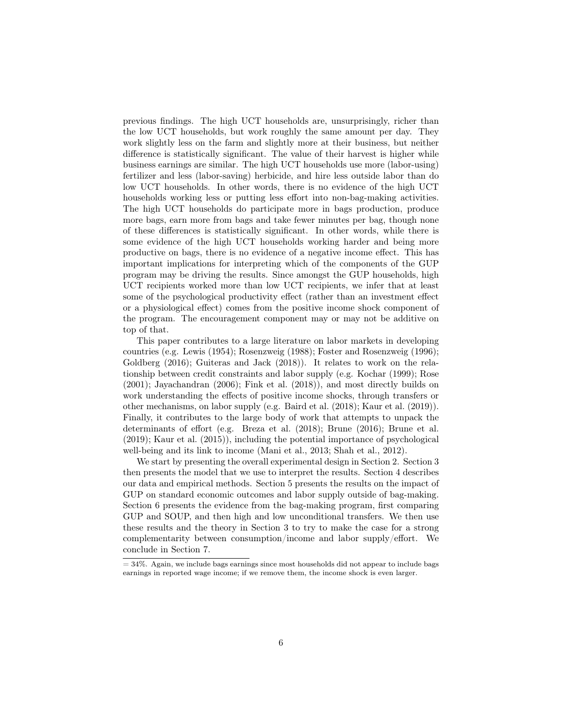previous findings. The high UCT households are, unsurprisingly, richer than the low UCT households, but work roughly the same amount per day. They work slightly less on the farm and slightly more at their business, but neither difference is statistically significant. The value of their harvest is higher while business earnings are similar. The high UCT households use more (labor-using) fertilizer and less (labor-saving) herbicide, and hire less outside labor than do low UCT households. In other words, there is no evidence of the high UCT households working less or putting less effort into non-bag-making activities. The high UCT households do participate more in bags production, produce more bags, earn more from bags and take fewer minutes per bag, though none of these differences is statistically significant. In other words, while there is some evidence of the high UCT households working harder and being more productive on bags, there is no evidence of a negative income effect. This has important implications for interpreting which of the components of the GUP program may be driving the results. Since amongst the GUP households, high UCT recipients worked more than low UCT recipients, we infer that at least some of the psychological productivity effect (rather than an investment effect or a physiological effect) comes from the positive income shock component of the program. The encouragement component may or may not be additive on top of that.

This paper contributes to a large literature on labor markets in developing countries (e.g. Lewis (1954); Rosenzweig (1988); Foster and Rosenzweig (1996); Goldberg (2016); Guiteras and Jack (2018)). It relates to work on the relationship between credit constraints and labor supply (e.g. Kochar (1999); Rose (2001); Jayachandran (2006); Fink et al. (2018)), and most directly builds on work understanding the effects of positive income shocks, through transfers or other mechanisms, on labor supply (e.g. Baird et al. (2018); Kaur et al. (2019)). Finally, it contributes to the large body of work that attempts to unpack the determinants of effort (e.g. Breza et al. (2018); Brune (2016); Brune et al. (2019); Kaur et al. (2015)), including the potential importance of psychological well-being and its link to income (Mani et al., 2013; Shah et al., 2012).

We start by presenting the overall experimental design in Section 2. Section 3 then presents the model that we use to interpret the results. Section 4 describes our data and empirical methods. Section 5 presents the results on the impact of GUP on standard economic outcomes and labor supply outside of bag-making. Section 6 presents the evidence from the bag-making program, first comparing GUP and SOUP, and then high and low unconditional transfers. We then use these results and the theory in Section 3 to try to make the case for a strong complementarity between consumption/income and labor supply/effort. We conclude in Section 7.

= 34%. Again, we include bags earnings since most households did not appear to include bags earnings in reported wage income; if we remove them, the income shock is even larger.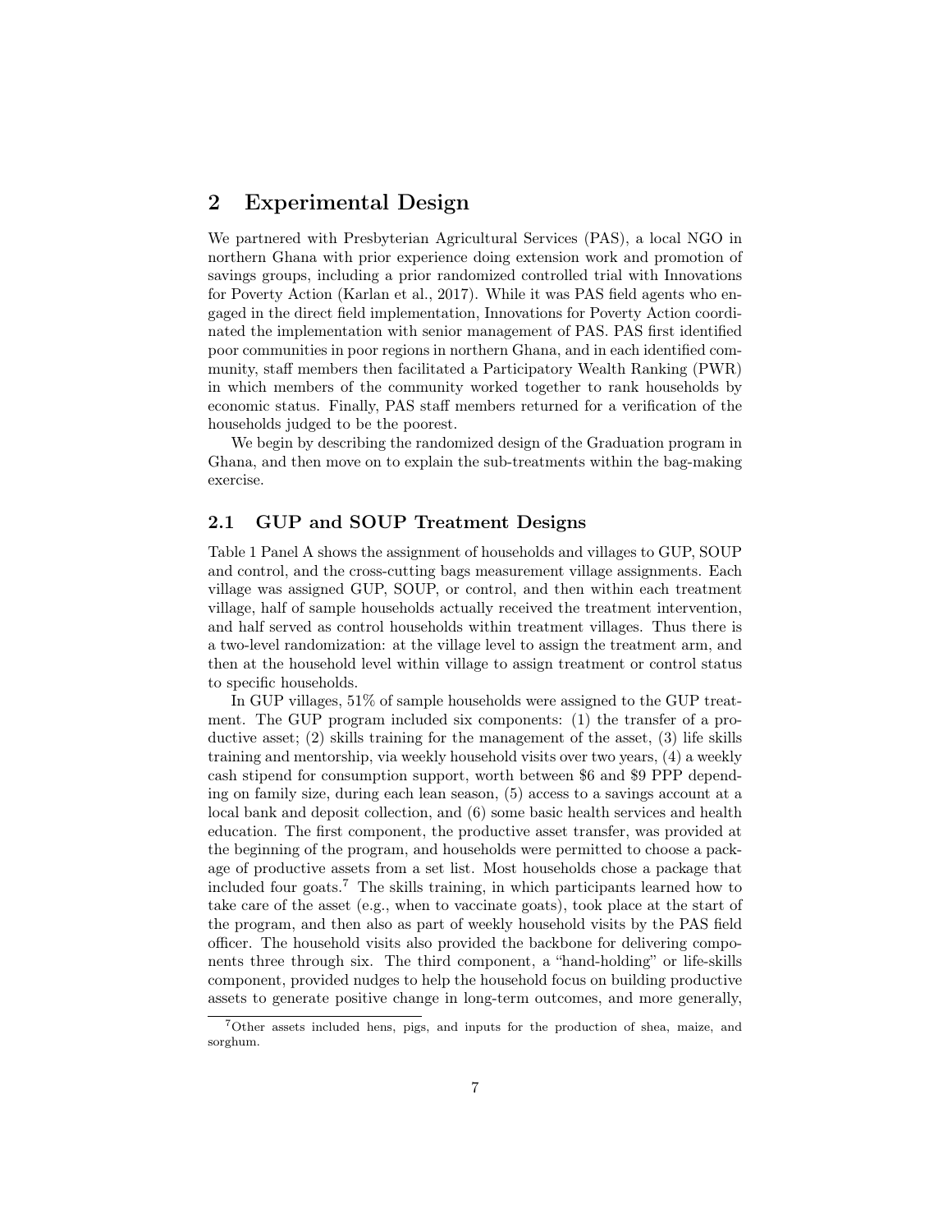## 2 Experimental Design

We partnered with Presbyterian Agricultural Services (PAS), a local NGO in northern Ghana with prior experience doing extension work and promotion of savings groups, including a prior randomized controlled trial with Innovations for Poverty Action (Karlan et al., 2017). While it was PAS field agents who engaged in the direct field implementation, Innovations for Poverty Action coordinated the implementation with senior management of PAS. PAS first identified poor communities in poor regions in northern Ghana, and in each identified community, staff members then facilitated a Participatory Wealth Ranking (PWR) in which members of the community worked together to rank households by economic status. Finally, PAS staff members returned for a verification of the households judged to be the poorest.

We begin by describing the randomized design of the Graduation program in Ghana, and then move on to explain the sub-treatments within the bag-making exercise.

### 2.1 GUP and SOUP Treatment Designs

Table 1 Panel A shows the assignment of households and villages to GUP, SOUP and control, and the cross-cutting bags measurement village assignments. Each village was assigned GUP, SOUP, or control, and then within each treatment village, half of sample households actually received the treatment intervention, and half served as control households within treatment villages. Thus there is a two-level randomization: at the village level to assign the treatment arm, and then at the household level within village to assign treatment or control status to specific households.

In GUP villages, 51% of sample households were assigned to the GUP treatment. The GUP program included six components: (1) the transfer of a productive asset; (2) skills training for the management of the asset, (3) life skills training and mentorship, via weekly household visits over two years, (4) a weekly cash stipend for consumption support, worth between $6 and $9 PPP depending on family size, during each lean season, (5) access to a savings account at a local bank and deposit collection, and (6) some basic health services and health education. The first component, the productive asset transfer, was provided at the beginning of the program, and households were permitted to choose a package of productive assets from a set list. Most households chose a package that included four goats.[7] The skills training, in which participants learned how to take care of the asset (e.g., when to vaccinate goats), took place at the start of the program, and then also as part of weekly household visits by the PAS field officer. The household visits also provided the backbone for delivering components three through six. The third component, a "hand-holding" or life-skills component, provided nudges to help the household focus on building productive assets to generate positive change in long-term outcomes, and more generally,

[7]Other assets included hens, pigs, and inputs for the production of shea, maize, and sorghum.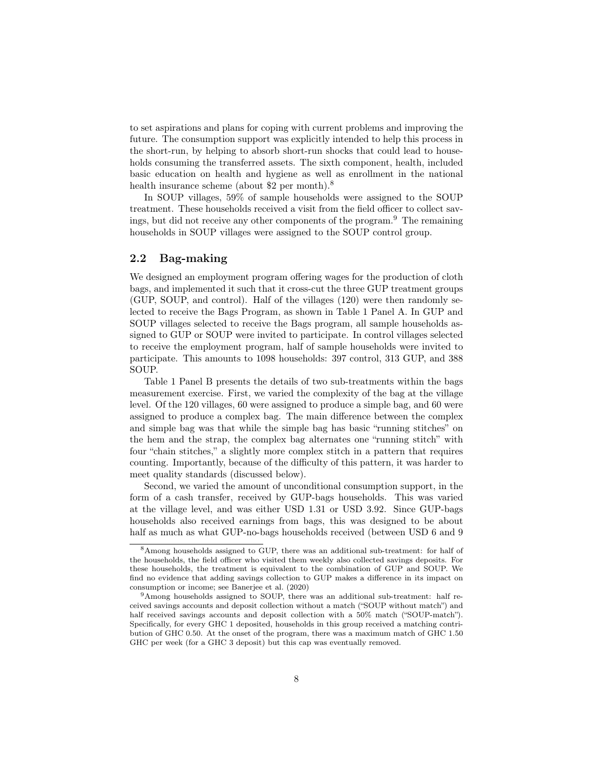to set aspirations and plans for coping with current problems and improving the future. The consumption support was explicitly intended to help this process in the short-run, by helping to absorb short-run shocks that could lead to households consuming the transferred assets. The sixth component, health, included basic education on health and hygiene as well as enrollment in the national health insurance scheme (about $2 per month).[8]

In SOUP villages, 59% of sample households were assigned to the SOUP treatment. These households received a visit from the field officer to collect savings, but did not receive any other components of the program.[9] The remaining households in SOUP villages were assigned to the SOUP control group.

## 2.2 Bag-making

We designed an employment program offering wages for the production of cloth bags, and implemented it such that it cross-cut the three GUP treatment groups (GUP, SOUP, and control). Half of the villages (120) were then randomly selected to receive the Bags Program, as shown in Table 1 Panel A. In GUP and SOUP villages selected to receive the Bags program, all sample households assigned to GUP or SOUP were invited to participate. In control villages selected to receive the employment program, half of sample households were invited to participate. This amounts to 1098 households: 397 control, 313 GUP, and 388 SOUP.

Table 1 Panel B presents the details of two sub-treatments within the bags measurement exercise. First, we varied the complexity of the bag at the village level. Of the 120 villages, 60 were assigned to produce a simple bag, and 60 were assigned to produce a complex bag. The main difference between the complex and simple bag was that while the simple bag has basic "running stitches" on the hem and the strap, the complex bag alternates one "running stitch" with four "chain stitches," a slightly more complex stitch in a pattern that requires counting. Importantly, because of the difficulty of this pattern, it was harder to meet quality standards (discussed below).

Second, we varied the amount of unconditional consumption support, in the form of a cash transfer, received by GUP-bags households. This was varied at the village level, and was either USD 1.31 or USD 3.92. Since GUP-bags households also received earnings from bags, this was designed to be about half as much as what GUP-no-bags households received (between USD 6 and 9

[8] Among households assigned to GUP, there was an additional sub-treatment: for half of the households, the field officer who visited them weekly also collected savings deposits. For these households, the treatment is equivalent to the combination of GUP and SOUP. We find no evidence that adding savings collection to GUP makes a difference in its impact on consumption or income; see Banerjee et al. (2020)

[9] Among households assigned to SOUP, there was an additional sub-treatment: half received savings accounts and deposit collection without a match ("SOUP without match") and half received savings accounts and deposit collection with a 50% match ("SOUP-match"). Specifically, for every GHC 1 deposited, households in this group received a matching contribution of GHC 0.50. At the onset of the program, there was a maximum match of GHC 1.50 GHC per week (for a GHC 3 deposit) but this cap was eventually removed.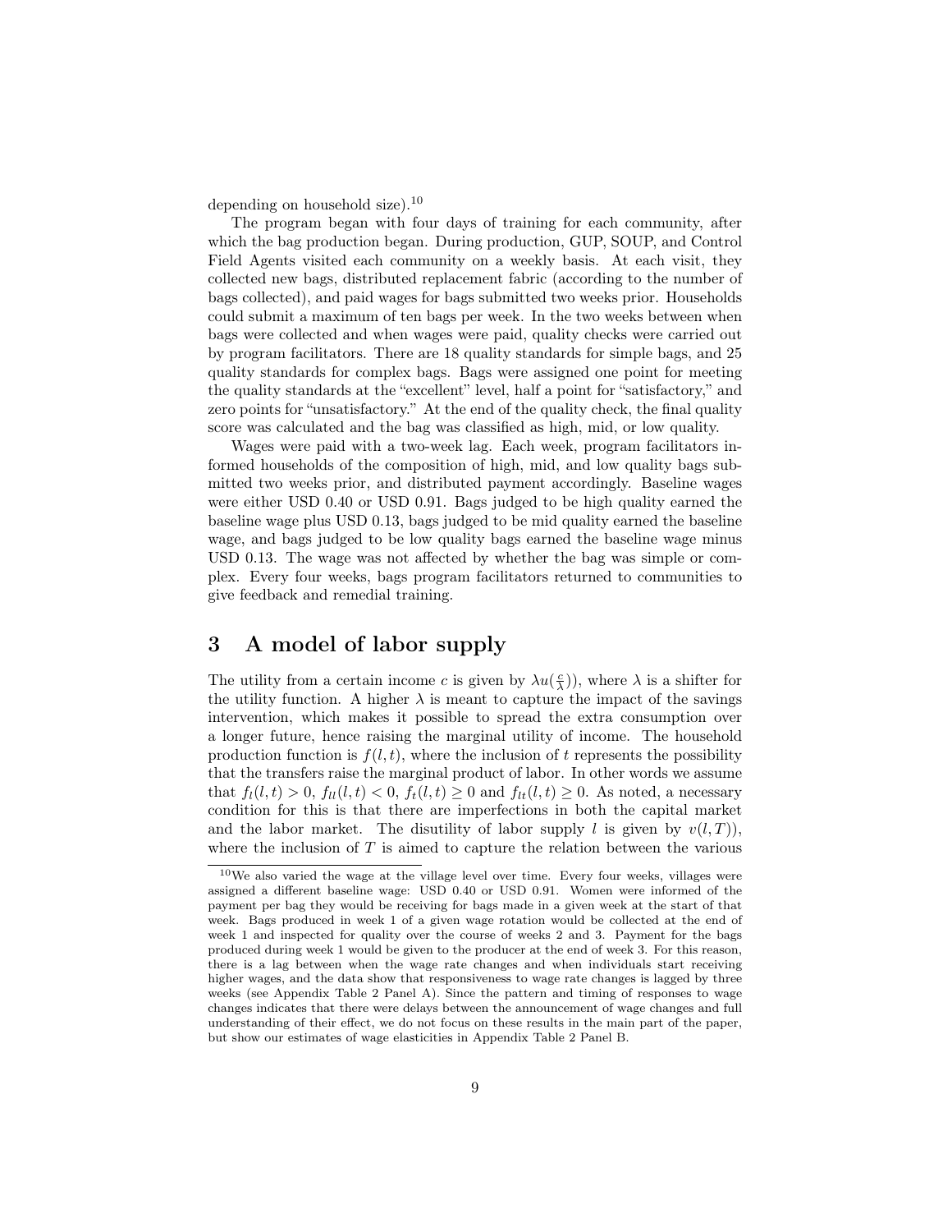depending on household size).[10]

The program began with four days of training for each community, after which the bag production began. During production, GUP, SOUP, and Control Field Agents visited each community on a weekly basis. At each visit, they collected new bags, distributed replacement fabric (according to the number of bags collected), and paid wages for bags submitted two weeks prior. Households could submit a maximum of ten bags per week. In the two weeks between when bags were collected and when wages were paid, quality checks were carried out by program facilitators. There are 18 quality standards for simple bags, and 25 quality standards for complex bags. Bags were assigned one point for meeting the quality standards at the "excellent" level, half a point for "satisfactory," and zero points for "unsatisfactory." At the end of the quality check, the final quality score was calculated and the bag was classified as high, mid, or low quality.

Wages were paid with a two-week lag. Each week, program facilitators informed households of the composition of high, mid, and low quality bags submitted two weeks prior, and distributed payment accordingly. Baseline wages were either USD 0.40 or USD 0.91. Bags judged to be high quality earned the baseline wage plus USD 0.13, bags judged to be mid quality earned the baseline wage, and bags judged to be low quality bags earned the baseline wage minus USD 0.13. The wage was not affected by whether the bag was simple or complex. Every four weeks, bags program facilitators returned to communities to give feedback and remedial training.

# 3 A model of labor supply

The utility from a certain income $c$ is given by $\lambda u(\frac{c}{\lambda}))$, where $\lambda$ is a shifter for the utility function. A higher $\lambda$ is meant to capture the impact of the savings intervention, which makes it possible to spread the extra consumption over a longer future, hence raising the marginal utility of income. The household production function is $f(l, t)$, where the inclusion of $t$ represents the possibility that the transfers raise the marginal product of labor. In other words we assume that $f_l(l, t) > 0$, $f_{ll}(l, t) < 0$, $f_t(l, t) \geq 0$ and $f_{lt}(l, t) \geq 0$. As noted, a necessary condition for this is that there are imperfections in both the capital market and the labor market. The disutility of labor supply $l$ is given by $v(l, T))$, where the inclusion of $T$ is aimed to capture the relation between the various

[10] We also varied the wage at the village level over time. Every four weeks, villages were assigned a different baseline wage: USD 0.40 or USD 0.91. Women were informed of the payment per bag they would be receiving for bags made in a given week at the start of that week. Bags produced in week 1 of a given wage rotation would be collected at the end of week 1 and inspected for quality over the course of weeks 2 and 3. Payment for the bags produced during week 1 would be given to the producer at the end of week 3. For this reason, there is a lag between when the wage rate changes and when individuals start receiving higher wages, and the data show that responsiveness to wage rate changes is lagged by three weeks (see Appendix Table 2 Panel A). Since the pattern and timing of responses to wage changes indicates that there were delays between the announcement of wage changes and full understanding of their effect, we do not focus on these results in the main part of the paper, but show our estimates of wage elasticities in Appendix Table 2 Panel B.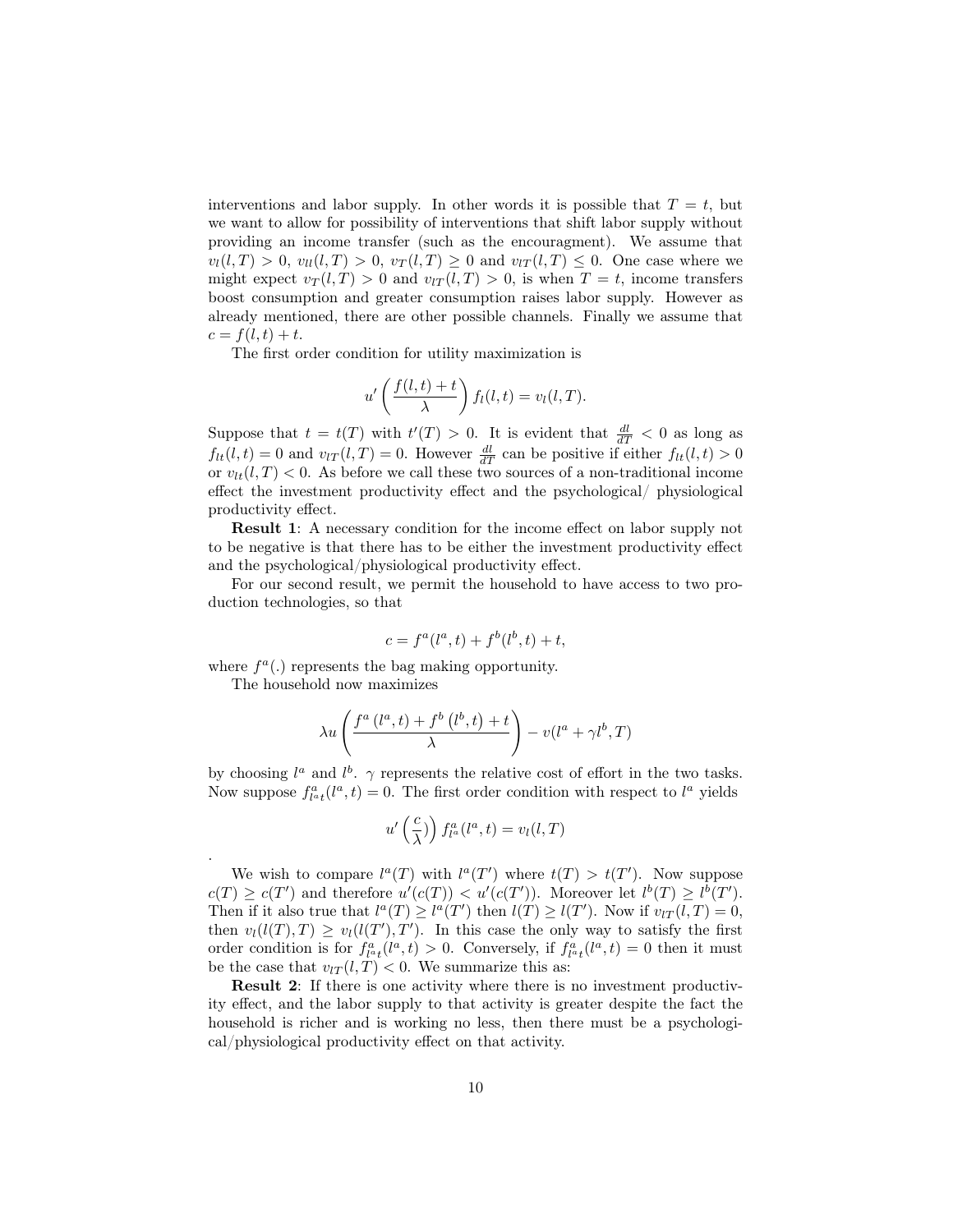interventions and labor supply. In other words it is possible that $T = t$, but we want to allow for possibility of interventions that shift labor supply without providing an income transfer (such as the encouragment). We assume that $v_l(l,T) > 0$, $v_{ll}(l,T) > 0$, $v_T(l,T) \geq 0$ and $v_{lT}(l,T) \leq 0$. One case where we might expect $v_T(l,T) > 0$ and $v_{lT}(l,T) > 0$, is when $T = t$, income transfers boost consumption and greater consumption raises labor supply. However as already mentioned, there are other possible channels. Finally we assume that $c = f(l,t) + t$.

The first order condition for utility maximization is

$$u'\left(\frac{f(l,t)+t}{\lambda}\right) f_l(l,t) = v_l(l,T).$$

Suppose that $t = t(T)$ with $t'(T) > 0$. It is evident that $\frac{dl}{dT} < 0$ as long as $f_{lt}(l,t) = 0$ and $v_{lT}(l,T) = 0$. However $\frac{dl}{dT}$ can be positive if either $f_{lt}(l,t) > 0$ or $v_{lt}(l,T) < 0$. As before we call these two sources of a non-traditional income effect the investment productivity effect and the psychological/ physiological productivity effect.

**Result 1**: A necessary condition for the income effect on labor supply not to be negative is that there has to be either the investment productivity effect and the psychological/physiological productivity effect.

For our second result, we permit the household to have access to two production technologies, so that

$$c = f^a(l^a,t) + f^b(l^b,t) + t,$$

where $f^a(.)$ represents the bag making opportunity.

The household now maximizes

$$\lambda u\left(\frac{f^a\left(l^a,t\right) + f^b\left(l^b,t\right) + t}{\lambda}\right) - v(l^a + \gamma l^b, T)$$

by choosing $l^a$ and $l^b$. $\gamma$ represents the relative cost of effort in the two tasks. Now suppose $f^a_{l^a t}(l^a,t) = 0$. The first order condition with respect to $l^a$ yields

$$u'\left(\frac{c}{\lambda}\right)\right) f^a_{l^a}(l^a,t) = v_l(l,T)$$

.

We wish to compare $l^a(T)$ with $l^a(T')$ where $t(T) > t(T')$. Now suppose $c(T) \geq c(T')$ and therefore $u'(c(T)) < u'(c(T'))$. Moreover let $l^b(T) \geq l^b(T')$. Then if it also true that $l^a(T) \geq l^a(T')$ then $l(T) \geq l(T')$. Now if $v_{lT}(l,T) = 0$, then $v_l(l(T),T) \geq v_l(l(T'),T')$. In this case the only way to satisfy the first order condition is for $f^a_{l^a t}(l^a,t) > 0$. Conversely, if $f^a_{l^a t}(l^a,t) = 0$ then it must be the case that $v_{lT}(l,T) < 0$. We summarize this as:

**Result 2**: If there is one activity where there is no investment productivity effect, and the labor supply to that activity is greater despite the fact the household is richer and is working no less, then there must be a psychological/physiological productivity effect on that activity.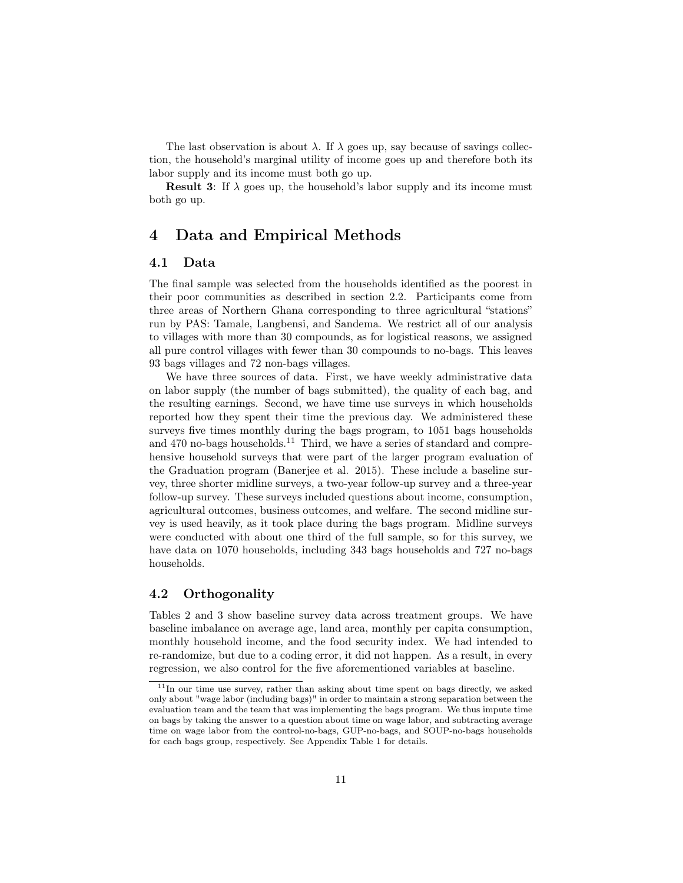The last observation is about $\lambda$. If $\lambda$ goes up, say because of savings collection, the household's marginal utility of income goes up and therefore both its labor supply and its income must both go up.

**Result 3**: If $\lambda$ goes up, the household's labor supply and its income must both go up.

# 4 Data and Empirical Methods

## 4.1 Data

The final sample was selected from the households identified as the poorest in their poor communities as described in section 2.2. Participants come from three areas of Northern Ghana corresponding to three agricultural "stations" run by PAS: Tamale, Langbensi, and Sandema. We restrict all of our analysis to villages with more than 30 compounds, as for logistical reasons, we assigned all pure control villages with fewer than 30 compounds to no-bags. This leaves 93 bags villages and 72 non-bags villages.

We have three sources of data. First, we have weekly administrative data on labor supply (the number of bags submitted), the quality of each bag, and the resulting earnings. Second, we have time use surveys in which households reported how they spent their time the previous day. We administered these surveys five times monthly during the bags program, to 1051 bags households and 470 no-bags households.[11] Third, we have a series of standard and comprehensive household surveys that were part of the larger program evaluation of the Graduation program (Banerjee et al. 2015). These include a baseline survey, three shorter midline surveys, a two-year follow-up survey and a three-year follow-up survey. These surveys included questions about income, consumption, agricultural outcomes, business outcomes, and welfare. The second midline survey is used heavily, as it took place during the bags program. Midline surveys were conducted with about one third of the full sample, so for this survey, we have data on 1070 households, including 343 bags households and 727 no-bags households.

## 4.2 Orthogonality

Tables 2 and 3 show baseline survey data across treatment groups. We have baseline imbalance on average age, land area, monthly per capita consumption, monthly household income, and the food security index. We had intended to re-randomize, but due to a coding error, it did not happen. As a result, in every regression, we also control for the five aforementioned variables at baseline.

[11] In our time use survey, rather than asking about time spent on bags directly, we asked only about "wage labor (including bags)" in order to maintain a strong separation between the evaluation team and the team that was implementing the bags program. We thus impute time on bags by taking the answer to a question about time on wage labor, and subtracting average time on wage labor from the control-no-bags, GUP-no-bags, and SOUP-no-bags households for each bags group, respectively. See Appendix Table 1 for details.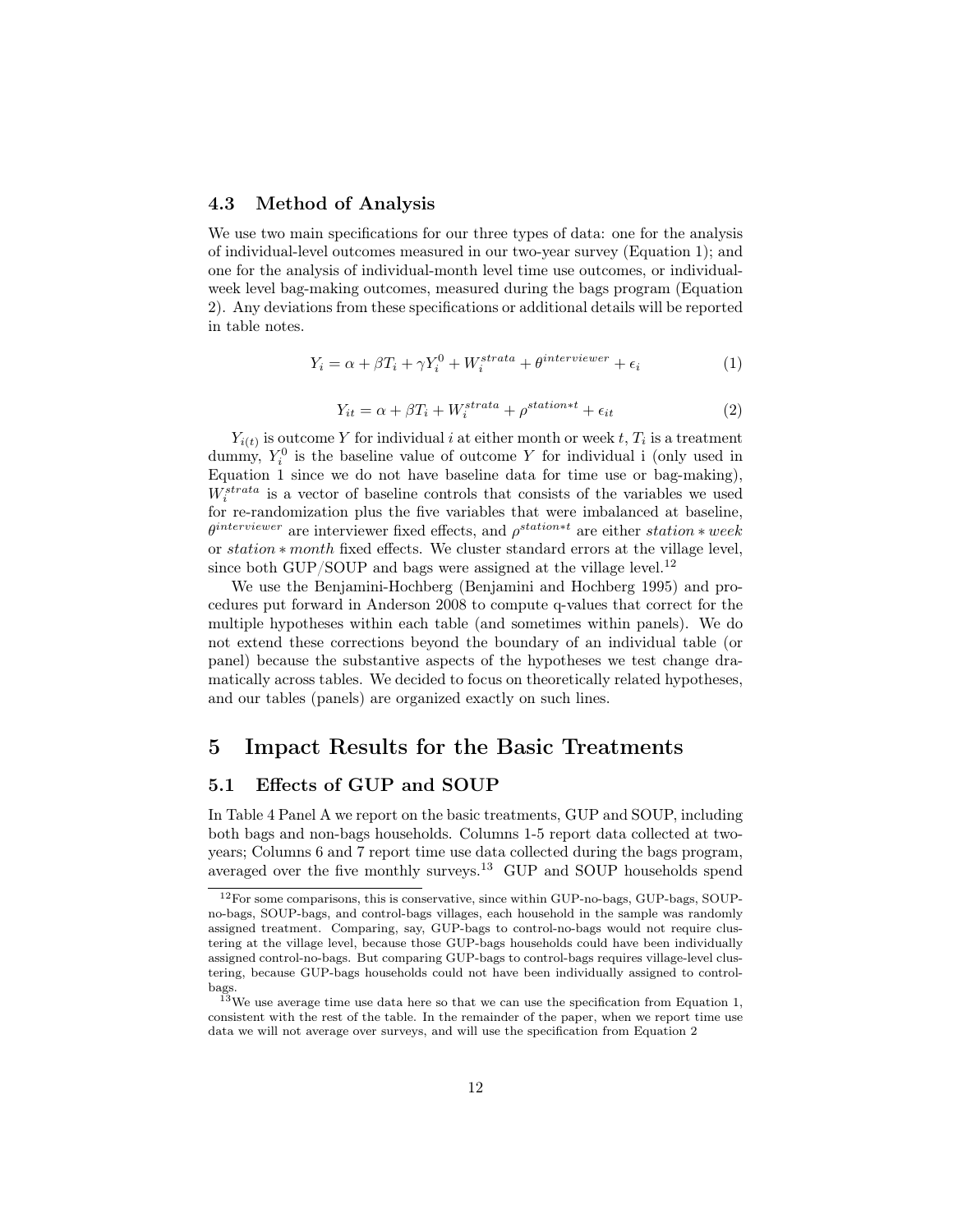### 4.3 Method of Analysis

We use two main specifications for our three types of data: one for the analysis of individual-level outcomes measured in our two-year survey (Equation 1); and one for the analysis of individual-month level time use outcomes, or individual-week level bag-making outcomes, measured during the bags program (Equation 2). Any deviations from these specifications or additional details will be reported in table notes.

$$Y_i = \alpha + \beta T_i + \gamma Y_i^0 + W_i^{strata} + \theta^{interviewer} + \epsilon_i \tag{1}$$

$$Y_{it} = \alpha + \beta T_i + W_i^{strata} + \rho^{station*t} + \epsilon_{it} \tag{2}$$

$Y_{i(t)}$ is outcome $Y$ for individual $i$ at either month or week $t$, $T_i$ is a treatment dummy, $Y_i^0$ is the baseline value of outcome $Y$ for individual i (only used in Equation 1 since we do not have baseline data for time use or bag-making), $W_i^{strata}$ is a vector of baseline controls that consists of the variables we used for re-randomization plus the five variables that were imbalanced at baseline, $\theta^{interviewer}$ are interviewer fixed effects, and $\rho^{station*t}$ are either $station*week$ or $station*month$ fixed effects. We cluster standard errors at the village level, since both GUP/SOUP and bags were assigned at the village level.[12]

We use the Benjamini-Hochberg (Benjamini and Hochberg 1995) and procedures put forward in Anderson 2008 to compute q-values that correct for the multiple hypotheses within each table (and sometimes within panels). We do not extend these corrections beyond the boundary of an individual table (or panel) because the substantive aspects of the hypotheses we test change dramatically across tables. We decided to focus on theoretically related hypotheses, and our tables (panels) are organized exactly on such lines.

## 5 Impact Results for the Basic Treatments

### 5.1 Effects of GUP and SOUP

In Table 4 Panel A we report on the basic treatments, GUP and SOUP, including both bags and non-bags households. Columns 1-5 report data collected at two-years; Columns 6 and 7 report time use data collected during the bags program, averaged over the five monthly surveys.[13] GUP and SOUP households spend

[12]For some comparisons, this is conservative, since within GUP-no-bags, GUP-bags, SOUP-no-bags, SOUP-bags, and control-bags villages, each household in the sample was randomly assigned treatment. Comparing, say, GUP-bags to control-no-bags would not require clustering at the village level, because those GUP-bags households could have been individually assigned control-no-bags. But comparing GUP-bags to control-bags requires village-level clustering, because GUP-bags households could not have been individually assigned to control-bags.

[13]We use average time use data here so that we can use the specification from Equation 1, consistent with the rest of the table. In the remainder of the paper, when we report time use data we will not average over surveys, and will use the specification from Equation 2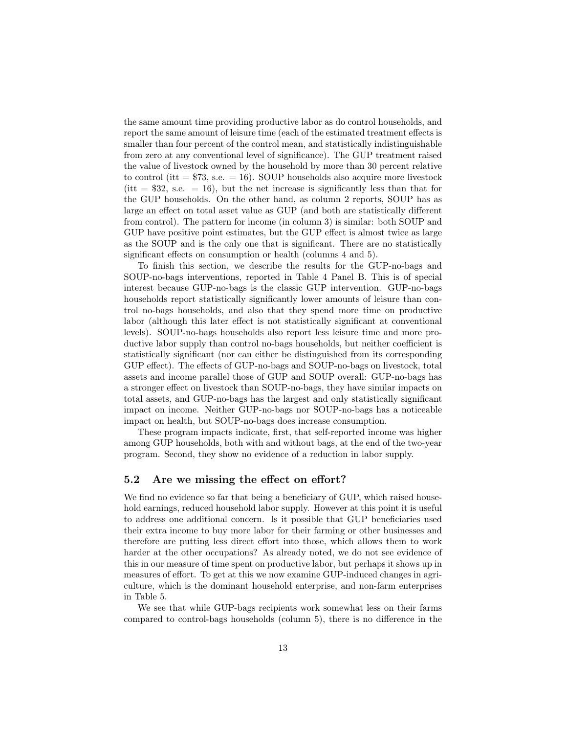the same amount time providing productive labor as do control households, and report the same amount of leisure time (each of the estimated treatment effects is smaller than four percent of the control mean, and statistically indistinguishable from zero at any conventional level of significance). The GUP treatment raised the value of livestock owned by the household by more than 30 percent relative to control (itt = \$73, s.e. = 16). SOUP households also acquire more livestock (itt = \$32, s.e. = 16), but the net increase is significantly less than that for the GUP households. On the other hand, as column 2 reports, SOUP has as large an effect on total asset value as GUP (and both are statistically different from control). The pattern for income (in column 3) is similar: both SOUP and GUP have positive point estimates, but the GUP effect is almost twice as large as the SOUP and is the only one that is significant. There are no statistically significant effects on consumption or health (columns 4 and 5).

To finish this section, we describe the results for the GUP-no-bags and SOUP-no-bags interventions, reported in Table 4 Panel B. This is of special interest because GUP-no-bags is the classic GUP intervention. GUP-no-bags households report statistically significantly lower amounts of leisure than control no-bags households, and also that they spend more time on productive labor (although this later effect is not statistically significant at conventional levels). SOUP-no-bags households also report less leisure time and more productive labor supply than control no-bags households, but neither coefficient is statistically significant (nor can either be distinguished from its corresponding GUP effect). The effects of GUP-no-bags and SOUP-no-bags on livestock, total assets and income parallel those of GUP and SOUP overall: GUP-no-bags has a stronger effect on livestock than SOUP-no-bags, they have similar impacts on total assets, and GUP-no-bags has the largest and only statistically significant impact on income. Neither GUP-no-bags nor SOUP-no-bags has a noticeable impact on health, but SOUP-no-bags does increase consumption.

These program impacts indicate, first, that self-reported income was higher among GUP households, both with and without bags, at the end of the two-year program. Second, they show no evidence of a reduction in labor supply.

## 5.2 Are we missing the effect on effort?

We find no evidence so far that being a beneficiary of GUP, which raised household earnings, reduced household labor supply. However at this point it is useful to address one additional concern. Is it possible that GUP beneficiaries used their extra income to buy more labor for their farming or other businesses and therefore are putting less direct effort into those, which allows them to work harder at the other occupations? As already noted, we do not see evidence of this in our measure of time spent on productive labor, but perhaps it shows up in measures of effort. To get at this we now examine GUP-induced changes in agriculture, which is the dominant household enterprise, and non-farm enterprises in Table 5.

We see that while GUP-bags recipients work somewhat less on their farms compared to control-bags households (column 5), there is no difference in the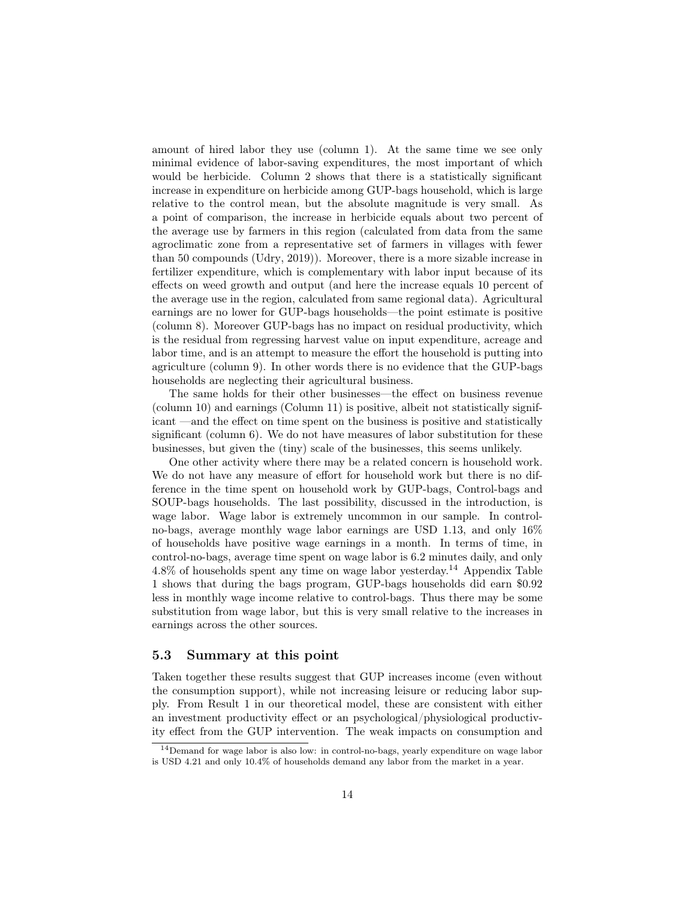amount of hired labor they use (column 1). At the same time we see only minimal evidence of labor-saving expenditures, the most important of which would be herbicide. Column 2 shows that there is a statistically significant increase in expenditure on herbicide among GUP-bags household, which is large relative to the control mean, but the absolute magnitude is very small. As a point of comparison, the increase in herbicide equals about two percent of the average use by farmers in this region (calculated from data from the same agroclimatic zone from a representative set of farmers in villages with fewer than 50 compounds (Udry, 2019)). Moreover, there is a more sizable increase in fertilizer expenditure, which is complementary with labor input because of its effects on weed growth and output (and here the increase equals 10 percent of the average use in the region, calculated from same regional data). Agricultural earnings are no lower for GUP-bags households—the point estimate is positive (column 8). Moreover GUP-bags has no impact on residual productivity, which is the residual from regressing harvest value on input expenditure, acreage and labor time, and is an attempt to measure the effort the household is putting into agriculture (column 9). In other words there is no evidence that the GUP-bags households are neglecting their agricultural business.

The same holds for their other businesses—the effect on business revenue (column 10) and earnings (Column 11) is positive, albeit not statistically significant —and the effect on time spent on the business is positive and statistically significant (column 6). We do not have measures of labor substitution for these businesses, but given the (tiny) scale of the businesses, this seems unlikely.

One other activity where there may be a related concern is household work. We do not have any measure of effort for household work but there is no difference in the time spent on household work by GUP-bags, Control-bags and SOUP-bags households. The last possibility, discussed in the introduction, is wage labor. Wage labor is extremely uncommon in our sample. In control-no-bags, average monthly wage labor earnings are USD 1.13, and only 16% of households have positive wage earnings in a month. In terms of time, in control-no-bags, average time spent on wage labor is 6.2 minutes daily, and only 4.8% of households spent any time on wage labor yesterday.[14] Appendix Table 1 shows that during the bags program, GUP-bags households did earn $0.92 less in monthly wage income relative to control-bags. Thus there may be some substitution from wage labor, but this is very small relative to the increases in earnings across the other sources.

## 5.3 Summary at this point

Taken together these results suggest that GUP increases income (even without the consumption support), while not increasing leisure or reducing labor supply. From Result 1 in our theoretical model, these are consistent with either an investment productivity effect or an psychological/physiological productivity effect from the GUP intervention. The weak impacts on consumption and

[14] Demand for wage labor is also low: in control-no-bags, yearly expenditure on wage labor is USD 4.21 and only 10.4% of households demand any labor from the market in a year.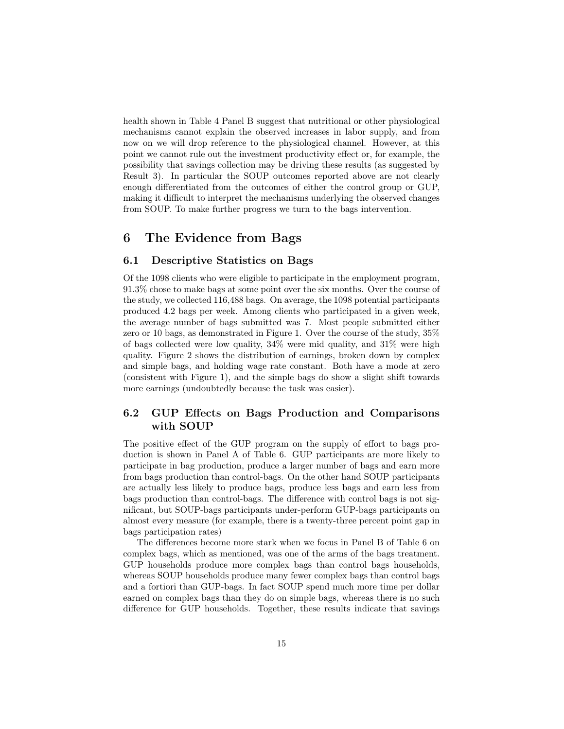health shown in Table 4 Panel B suggest that nutritional or other physiological mechanisms cannot explain the observed increases in labor supply, and from now on we will drop reference to the physiological channel. However, at this point we cannot rule out the investment productivity effect or, for example, the possibility that savings collection may be driving these results (as suggested by Result 3). In particular the SOUP outcomes reported above are not clearly enough differentiated from the outcomes of either the control group or GUP, making it difficult to interpret the mechanisms underlying the observed changes from SOUP. To make further progress we turn to the bags intervention.

# 6 The Evidence from Bags

## 6.1 Descriptive Statistics on Bags

Of the 1098 clients who were eligible to participate in the employment program, 91.3% chose to make bags at some point over the six months. Over the course of the study, we collected 116,488 bags. On average, the 1098 potential participants produced 4.2 bags per week. Among clients who participated in a given week, the average number of bags submitted was 7. Most people submitted either zero or 10 bags, as demonstrated in Figure 1. Over the course of the study, 35% of bags collected were low quality, 34% were mid quality, and 31% were high quality. Figure 2 shows the distribution of earnings, broken down by complex and simple bags, and holding wage rate constant. Both have a mode at zero (consistent with Figure 1), and the simple bags do show a slight shift towards more earnings (undoubtedly because the task was easier).

## 6.2 GUP Effects on Bags Production and Comparisons with SOUP

The positive effect of the GUP program on the supply of effort to bags production is shown in Panel A of Table 6. GUP participants are more likely to participate in bag production, produce a larger number of bags and earn more from bags production than control-bags. On the other hand SOUP participants are actually less likely to produce bags, produce less bags and earn less from bags production than control-bags. The difference with control bags is not significant, but SOUP-bags participants under-perform GUP-bags participants on almost every measure (for example, there is a twenty-three percent point gap in bags participation rates)

The differences become more stark when we focus in Panel B of Table 6 on complex bags, which as mentioned, was one of the arms of the bags treatment. GUP households produce more complex bags than control bags households, whereas SOUP households produce many fewer complex bags than control bags and a fortiori than GUP-bags. In fact SOUP spend much more time per dollar earned on complex bags than they do on simple bags, whereas there is no such difference for GUP households. Together, these results indicate that savings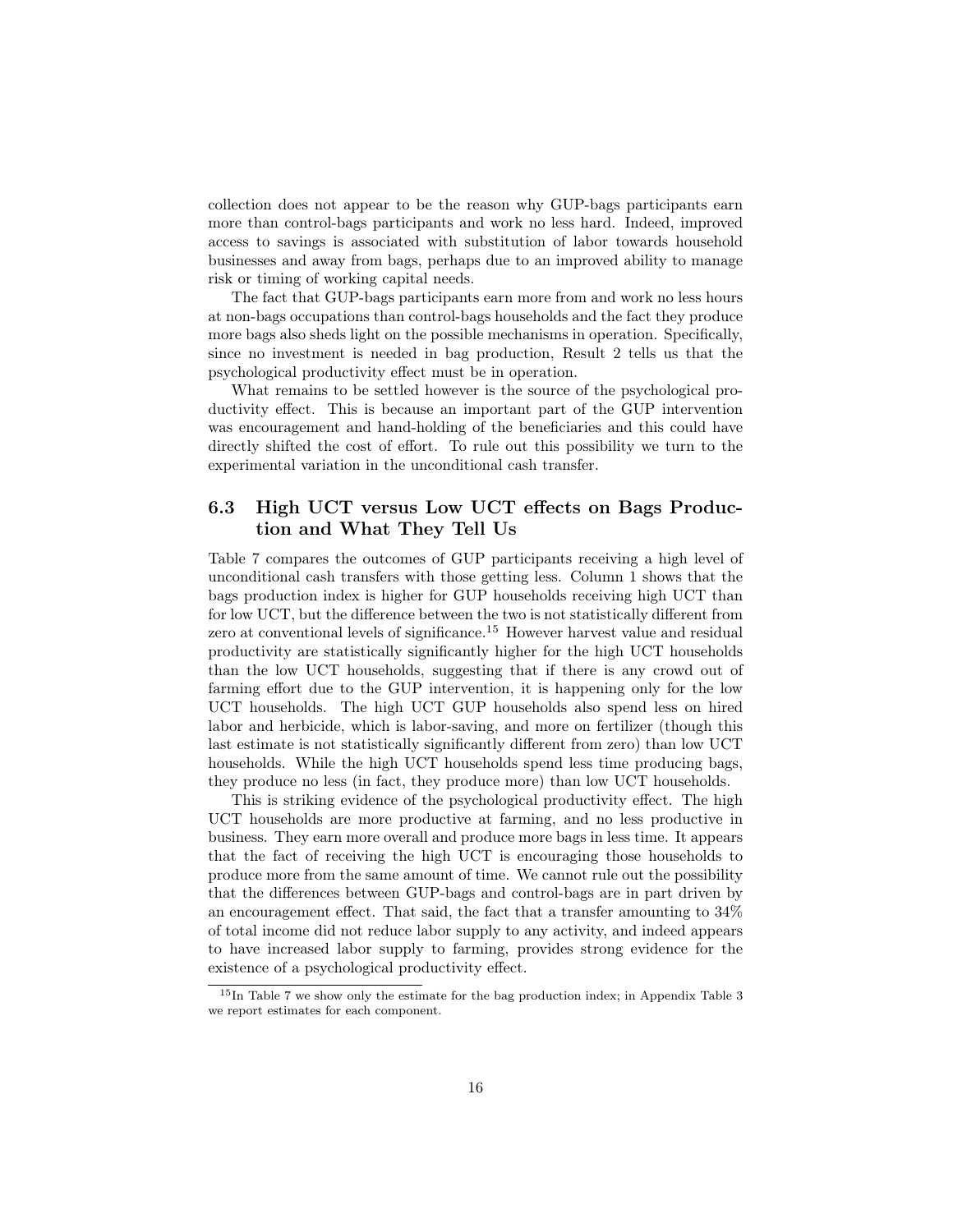collection does not appear to be the reason why GUP-bags participants earn more than control-bags participants and work no less hard. Indeed, improved access to savings is associated with substitution of labor towards household businesses and away from bags, perhaps due to an improved ability to manage risk or timing of working capital needs.

The fact that GUP-bags participants earn more from and work no less hours at non-bags occupations than control-bags households and the fact they produce more bags also sheds light on the possible mechanisms in operation. Specifically, since no investment is needed in bag production, Result 2 tells us that the psychological productivity effect must be in operation.

What remains to be settled however is the source of the psychological productivity effect. This is because an important part of the GUP intervention was encouragement and hand-holding of the beneficiaries and this could have directly shifted the cost of effort. To rule out this possibility we turn to the experimental variation in the unconditional cash transfer.

### 6.3 High UCT versus Low UCT effects on Bags Production and What They Tell Us

Table 7 compares the outcomes of GUP participants receiving a high level of unconditional cash transfers with those getting less. Column 1 shows that the bags production index is higher for GUP households receiving high UCT than for low UCT, but the difference between the two is not statistically different from zero at conventional levels of significance.[15] However harvest value and residual productivity are statistically significantly higher for the high UCT households than the low UCT households, suggesting that if there is any crowd out of farming effort due to the GUP intervention, it is happening only for the low UCT households. The high UCT GUP households also spend less on hired labor and herbicide, which is labor-saving, and more on fertilizer (though this last estimate is not statistically significantly different from zero) than low UCT households. While the high UCT households spend less time producing bags, they produce no less (in fact, they produce more) than low UCT households.

This is striking evidence of the psychological productivity effect. The high UCT households are more productive at farming, and no less productive in business. They earn more overall and produce more bags in less time. It appears that the fact of receiving the high UCT is encouraging those households to produce more from the same amount of time. We cannot rule out the possibility that the differences between GUP-bags and control-bags are in part driven by an encouragement effect. That said, the fact that a transfer amounting to 34% of total income did not reduce labor supply to any activity, and indeed appears to have increased labor supply to farming, provides strong evidence for the existence of a psychological productivity effect.

[15] In Table 7 we show only the estimate for the bag production index; in Appendix Table 3 we report estimates for each component.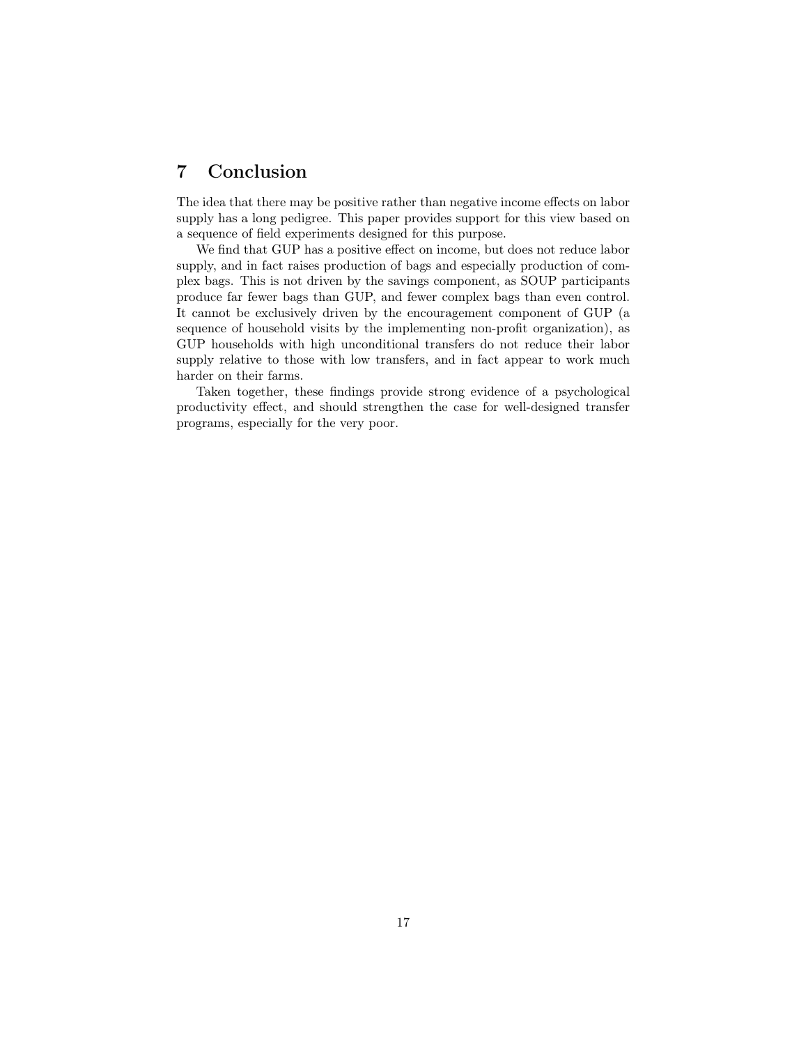# 7 Conclusion

The idea that there may be positive rather than negative income effects on labor supply has a long pedigree. This paper provides support for this view based on a sequence of field experiments designed for this purpose.

We find that GUP has a positive effect on income, but does not reduce labor supply, and in fact raises production of bags and especially production of complex bags. This is not driven by the savings component, as SOUP participants produce far fewer bags than GUP, and fewer complex bags than even control. It cannot be exclusively driven by the encouragement component of GUP (a sequence of household visits by the implementing non-profit organization), as GUP households with high unconditional transfers do not reduce their labor supply relative to those with low transfers, and in fact appear to work much harder on their farms.

Taken together, these findings provide strong evidence of a psychological productivity effect, and should strengthen the case for well-designed transfer programs, especially for the very poor.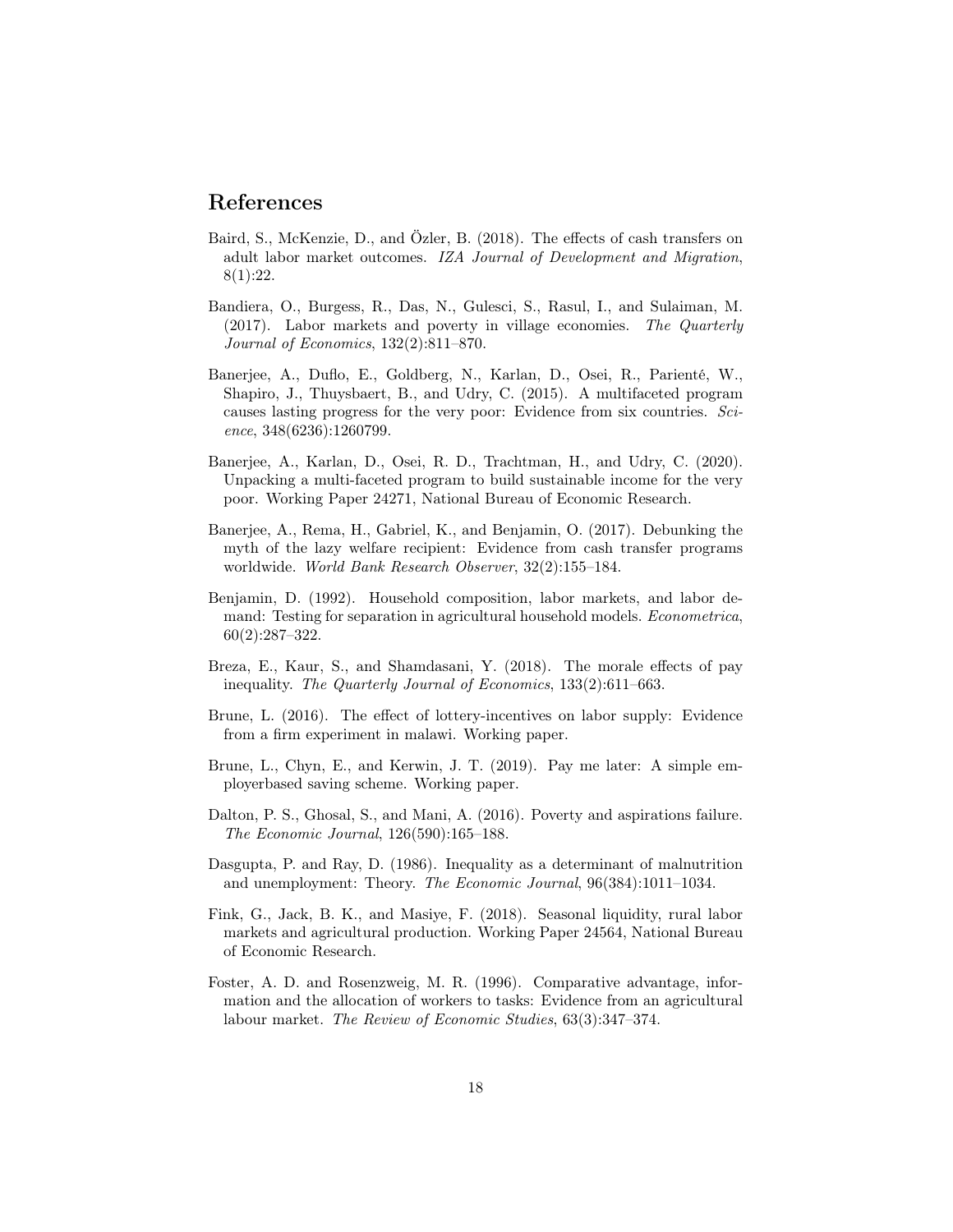# References

Baird, S., McKenzie, D., and Özler, B. (2018). The effects of cash transfers on adult labor market outcomes. *IZA Journal of Development and Migration*, 8(1):22.

Bandiera, O., Burgess, R., Das, N., Gulesci, S., Rasul, I., and Sulaiman, M. (2017). Labor markets and poverty in village economies. *The Quarterly Journal of Economics*, 132(2):811–870.

Banerjee, A., Duflo, E., Goldberg, N., Karlan, D., Osei, R., Parienté, W., Shapiro, J., Thuysbaert, B., and Udry, C. (2015). A multifaceted program causes lasting progress for the very poor: Evidence from six countries. *Science*, 348(6236):1260799.

Banerjee, A., Karlan, D., Osei, R. D., Trachtman, H., and Udry, C. (2020). Unpacking a multi-faceted program to build sustainable income for the very poor. Working Paper 24271, National Bureau of Economic Research.

Banerjee, A., Rema, H., Gabriel, K., and Benjamin, O. (2017). Debunking the myth of the lazy welfare recipient: Evidence from cash transfer programs worldwide. *World Bank Research Observer*, 32(2):155–184.

Benjamin, D. (1992). Household composition, labor markets, and labor demand: Testing for separation in agricultural household models. *Econometrica*, 60(2):287–322.

Breza, E., Kaur, S., and Shamdasani, Y. (2018). The morale effects of pay inequality. *The Quarterly Journal of Economics*, 133(2):611–663.

Brune, L. (2016). The effect of lottery-incentives on labor supply: Evidence from a firm experiment in malawi. Working paper.

Brune, L., Chyn, E., and Kerwin, J. T. (2019). Pay me later: A simple employerbased saving scheme. Working paper.

Dalton, P. S., Ghosal, S., and Mani, A. (2016). Poverty and aspirations failure. *The Economic Journal*, 126(590):165–188.

Dasgupta, P. and Ray, D. (1986). Inequality as a determinant of malnutrition and unemployment: Theory. *The Economic Journal*, 96(384):1011–1034.

Fink, G., Jack, B. K., and Masiye, F. (2018). Seasonal liquidity, rural labor markets and agricultural production. Working Paper 24564, National Bureau of Economic Research.

Foster, A. D. and Rosenzweig, M. R. (1996). Comparative advantage, information and the allocation of workers to tasks: Evidence from an agricultural labour market. *The Review of Economic Studies*, 63(3):347–374.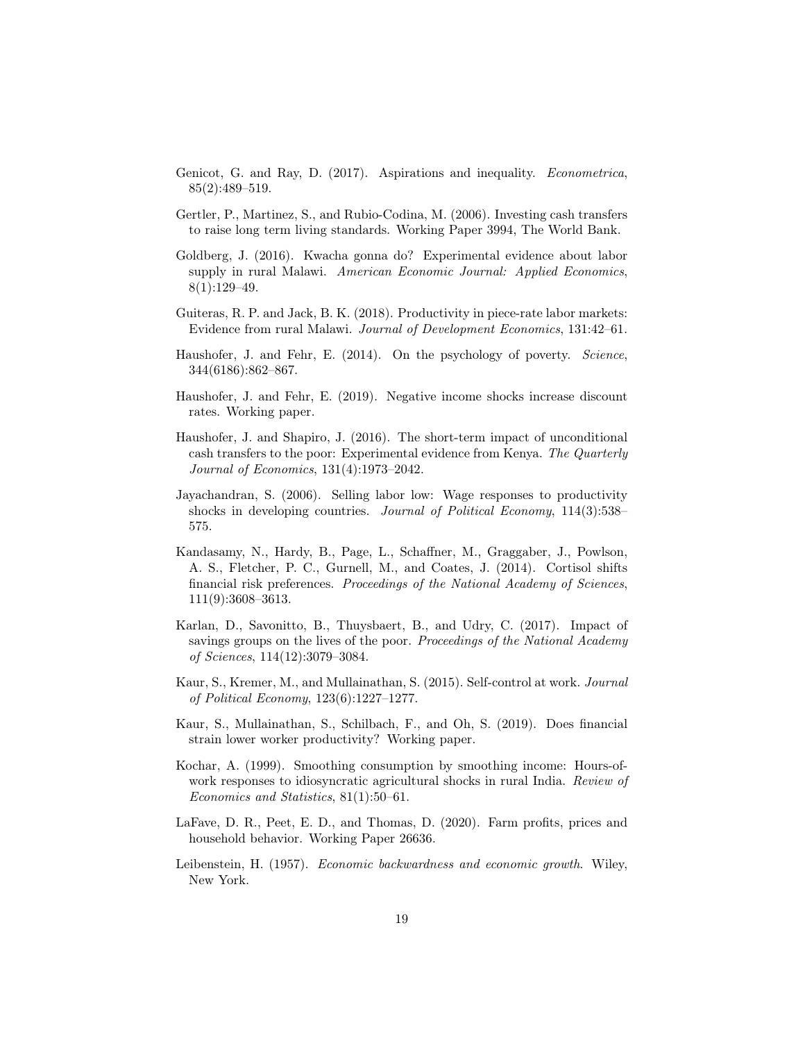Genicot, G. and Ray, D. (2017). Aspirations and inequality. *Econometrica*, 85(2):489–519.

Gertler, P., Martinez, S., and Rubio-Codina, M. (2006). Investing cash transfers to raise long term living standards. Working Paper 3994, The World Bank.

Goldberg, J. (2016). Kwacha gonna do? Experimental evidence about labor supply in rural Malawi. *American Economic Journal: Applied Economics*, 8(1):129–49.

Guiteras, R. P. and Jack, B. K. (2018). Productivity in piece-rate labor markets: Evidence from rural Malawi. *Journal of Development Economics*, 131:42–61.

Haushofer, J. and Fehr, E. (2014). On the psychology of poverty. *Science*, 344(6186):862–867.

Haushofer, J. and Fehr, E. (2019). Negative income shocks increase discount rates. Working paper.

Haushofer, J. and Shapiro, J. (2016). The short-term impact of unconditional cash transfers to the poor: Experimental evidence from Kenya. *The Quarterly Journal of Economics*, 131(4):1973–2042.

Jayachandran, S. (2006). Selling labor low: Wage responses to productivity shocks in developing countries. *Journal of Political Economy*, 114(3):538–575.

Kandasamy, N., Hardy, B., Page, L., Schaffner, M., Graggaber, J., Powlson, A. S., Fletcher, P. C., Gurnell, M., and Coates, J. (2014). Cortisol shifts financial risk preferences. *Proceedings of the National Academy of Sciences*, 111(9):3608–3613.

Karlan, D., Savonitto, B., Thuysbaert, B., and Udry, C. (2017). Impact of savings groups on the lives of the poor. *Proceedings of the National Academy of Sciences*, 114(12):3079–3084.

Kaur, S., Kremer, M., and Mullainathan, S. (2015). Self-control at work. *Journal of Political Economy*, 123(6):1227–1277.

Kaur, S., Mullainathan, S., Schilbach, F., and Oh, S. (2019). Does financial strain lower worker productivity? Working paper.

Kochar, A. (1999). Smoothing consumption by smoothing income: Hours-of-work responses to idiosyncratic agricultural shocks in rural India. *Review of Economics and Statistics*, 81(1):50–61.

LaFave, D. R., Peet, E. D., and Thomas, D. (2020). Farm profits, prices and household behavior. Working Paper 26636.

Leibenstein, H. (1957). *Economic backwardness and economic growth*. Wiley, New York.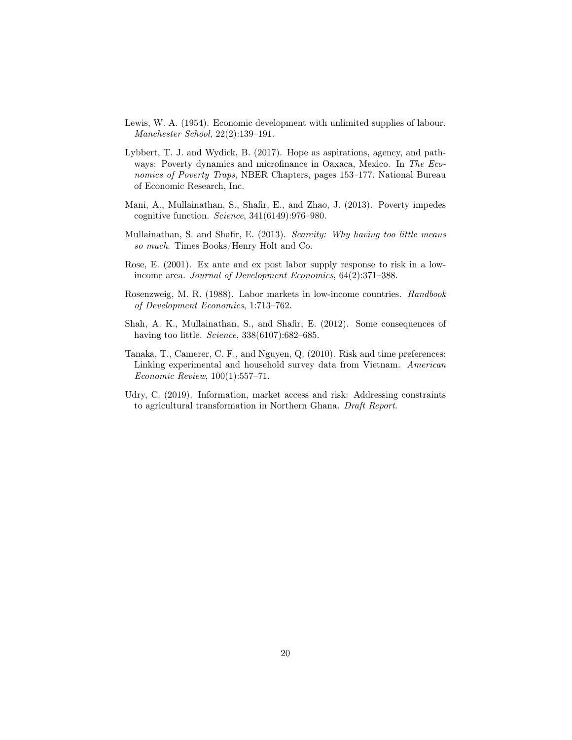Lewis, W. A. (1954). Economic development with unlimited supplies of labour. *Manchester School*, 22(2):139–191.

Lybbert, T. J. and Wydick, B. (2017). Hope as aspirations, agency, and pathways: Poverty dynamics and microfinance in Oaxaca, Mexico. In *The Economics of Poverty Traps*, NBER Chapters, pages 153–177. National Bureau of Economic Research, Inc.

Mani, A., Mullainathan, S., Shafir, E., and Zhao, J. (2013). Poverty impedes cognitive function. *Science*, 341(6149):976–980.

Mullainathan, S. and Shafir, E. (2013). *Scarcity: Why having too little means so much*. Times Books/Henry Holt and Co.

Rose, E. (2001). Ex ante and ex post labor supply response to risk in a low-income area. *Journal of Development Economics*, 64(2):371–388.

Rosenzweig, M. R. (1988). Labor markets in low-income countries. *Handbook of Development Economics*, 1:713–762.

Shah, A. K., Mullainathan, S., and Shafir, E. (2012). Some consequences of having too little. *Science*, 338(6107):682–685.

Tanaka, T., Camerer, C. F., and Nguyen, Q. (2010). Risk and time preferences: Linking experimental and household survey data from Vietnam. *American Economic Review*, 100(1):557–71.

Udry, C. (2019). Information, market access and risk: Addressing constraints to agricultural transformation in Northern Ghana. *Draft Report*.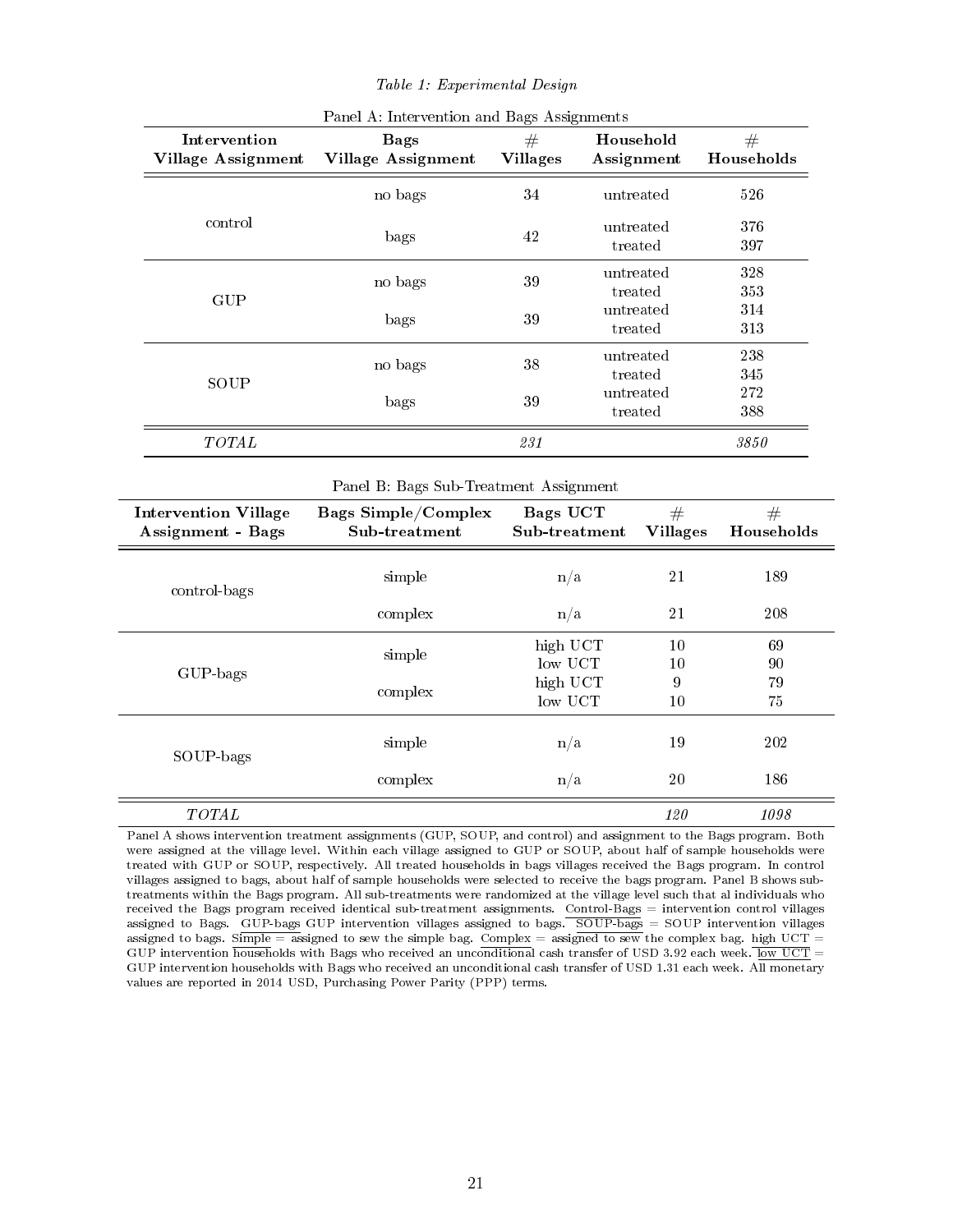*Table 1: Experimental Design*

Panel A: Intervention and Bags Assignments

| Intervention Village Assignment | Bags Village Assignment | # Villages | Household Assignment | # Households |
|---|---|---|---|---|
| control | no bags | 34 | untreated | 526 |
| | bags | 42 | untreated | 376 |
| | | | treated | 397 |
| GUP | no bags | 39 | untreated | 328 |
| | | | treated | 353 |
| | bags | 39 | untreated | 314 |
| | | | treated | 313 |
| SOUP | no bags | 38 | untreated | 238 |
| | | | treated | 345 |
| | bags | 39 | untreated | 272 |
| | | | treated | 388 |
| *TOTAL* | | *231* | | *3850* |

Panel B: Bags Sub-Treatment Assignment

| Intervention Village Assignment - Bags | Bags Simple/Complex Sub-treatment | Bags UCT Sub-treatment | # Villages | # Households |
|---|---|---|---|---|
| control-bags | simple | n/a | 21 | 189 |
| | complex | n/a | 21 | 208 |
| GUP-bags | simple | high UCT | 10 | 69 |
| | | low UCT | 10 | 90 |
| | complex | high UCT | 9 | 79 |
| | | low UCT | 10 | 75 |
| SOUP-bags | simple | n/a | 19 | 202 |
| | complex | n/a | 20 | 186 |
| *TOTAL* | | | *120* | *1098* |

Panel A shows intervention treatment assignments (GUP, SOUP, and control) and assignment to the Bags program. Both were assigned at the village level. Within each village assigned to GUP or SOUP, about half of sample households were treated with GUP or SOUP, respectively. All treated households in bags villages received the Bags program. In control villages assigned to bags, about half of sample households were selected to receive the bags program. Panel B shows sub-treatments within the Bags program. All sub-treatments were randomized at the village level such that al individuals who received the Bags program received identical sub-treatment assignments. Control-Bags = intervention control villages assigned to Bags. GUP-bags GUP intervention villages assigned to bags. SOUP-bags = SOUP intervention villages assigned to bags. Simple = assigned to sew the simple bag. Complex = assigned to sew the complex bag. high UCT = GUP intervention households with Bags who received an unconditional cash transfer of USD 3.92 each week. low UCT = GUP intervention households with Bags who received an unconditional cash transfer of USD 1.31 each week. All monetary values are reported in 2014 USD, Purchasing Power Parity (PPP) terms.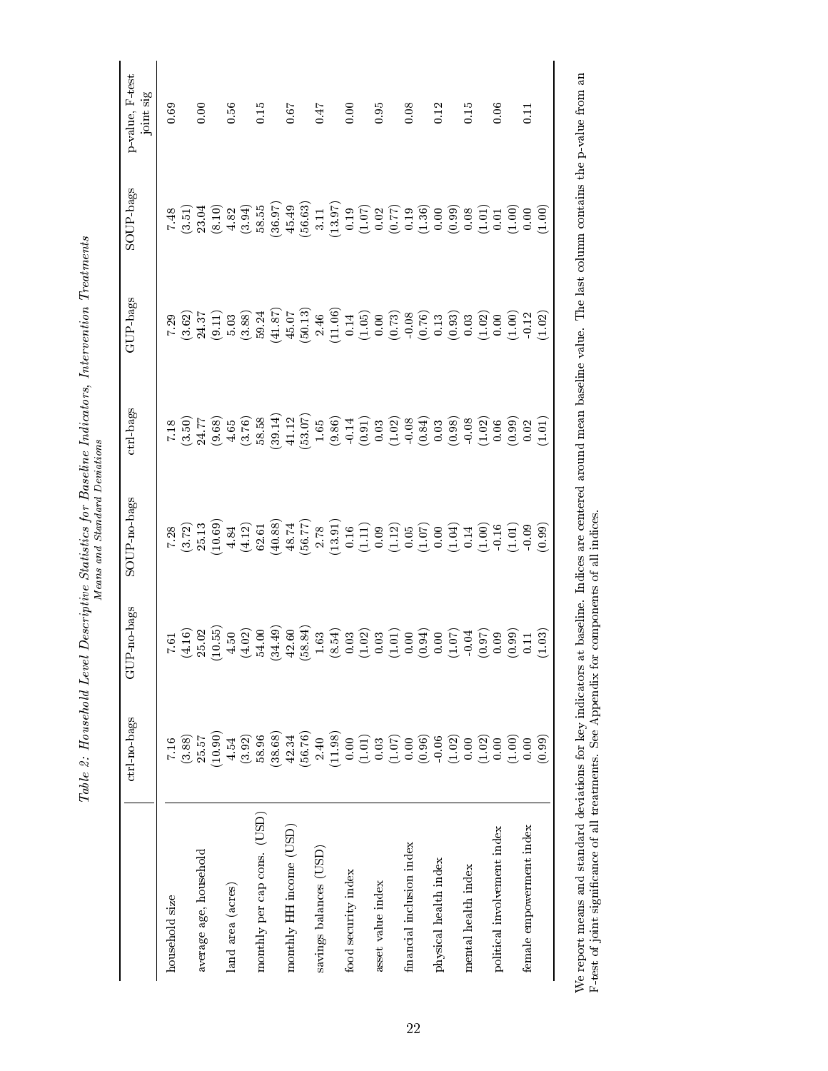*Table 2: Household Level Descriptive Statistics for Baseline Indicators, Intervention Treatments*

*Means and Standard Deviations*

| | ctrl-no-bags | GUP-no-bags | SOUP-no-bags | ctrl-bags | GUP-bags | SOUP-bags | p-value, F-test joint sig |
|---|---|---|---|---|---|---|---|
| household size | 7.16 | 7.61 | 7.28 | 7.18 | 7.29 | 7.48 | 0.69 |
| | (3.88) | (4.16) | (3.72) | (3.50) | (3.62) | (3.51) | |
| average age, household | 25.57 | 25.02 | 25.13 | 24.77 | 24.37 | 23.04 | 0.00 |
| | (10.90) | (10.55) | (10.69) | (9.68) | (9.11) | (8.10) | |
| land area (acres) | 4.54 | 4.50 | 4.84 | 4.65 | 5.03 | 4.82 | 0.56 |
| | (3.92) | (4.02) | (4.12) | (3.76) | (3.88) | (3.94) | |
| monthly per cap cons. (USD) | 58.96 | 54.00 | 62.61 | 58.58 | 59.24 | 58.55 | 0.15 |
| | (38.68) | (34.49) | (40.88) | (39.14) | (41.87) | (36.97) | |
| monthly HH income (USD) | 42.34 | 42.60 | 48.74 | 41.12 | 45.07 | 45.49 | 0.67 |
| | (56.76) | (58.84) | (56.77) | (53.07) | (50.13) | (56.63) | |
| savings balances (USD) | 2.40 | 1.63 | 2.78 | 1.65 | 2.46 | 3.11 | 0.47 |
| | (11.98) | (8.54) | (13.91) | (9.86) | (11.06) | (13.97) | |
| food security index | 0.00 | 0.03 | 0.16 | -0.14 | 0.14 | 0.19 | 0.00 |
| | (1.01) | (1.02) | (1.11) | (0.91) | (1.05) | (1.07) | |
| asset value index | 0.03 | 0.03 | 0.09 | 0.03 | 0.00 | 0.02 | 0.95 |
| | (1.07) | (1.01) | (1.12) | (1.02) | (0.73) | (0.77) | |
| financial inclusion index | 0.00 | 0.00 | 0.05 | -0.08 | -0.08 | 0.19 | 0.08 |
| | (0.96) | (0.94) | (1.07) | (0.84) | (0.76) | (1.36) | |
| physical health index | -0.06 | 0.00 | 0.00 | 0.03 | 0.13 | 0.00 | 0.12 |
| | (1.02) | (1.07) | (1.04) | (0.98) | (0.93) | (0.99) | |
| mental health index | 0.00 | -0.04 | 0.14 | -0.08 | 0.03 | 0.08 | 0.15 |
| | (1.02) | (0.97) | (1.00) | (1.02) | (1.02) | (1.01) | |
| political involvement index | 0.00 | 0.09 | -0.16 | 0.06 | 0.00 | 0.01 | 0.06 |
| | (1.00) | (0.99) | (1.01) | (0.99) | (1.00) | (1.00) | |
| female empowerment index | 0.00 | 0.11 | -0.09 | 0.02 | -0.12 | 0.00 | 0.11 |
| | (0.99) | (1.03) | (0.99) | (1.01) | (1.02) | (1.00) | |

We report means and standard deviations for key indicators at baseline. Indices are centered around mean baseline value. The last column contains the p-value from an F-test of joint significance of all treatments. See Appendix for components of all indices.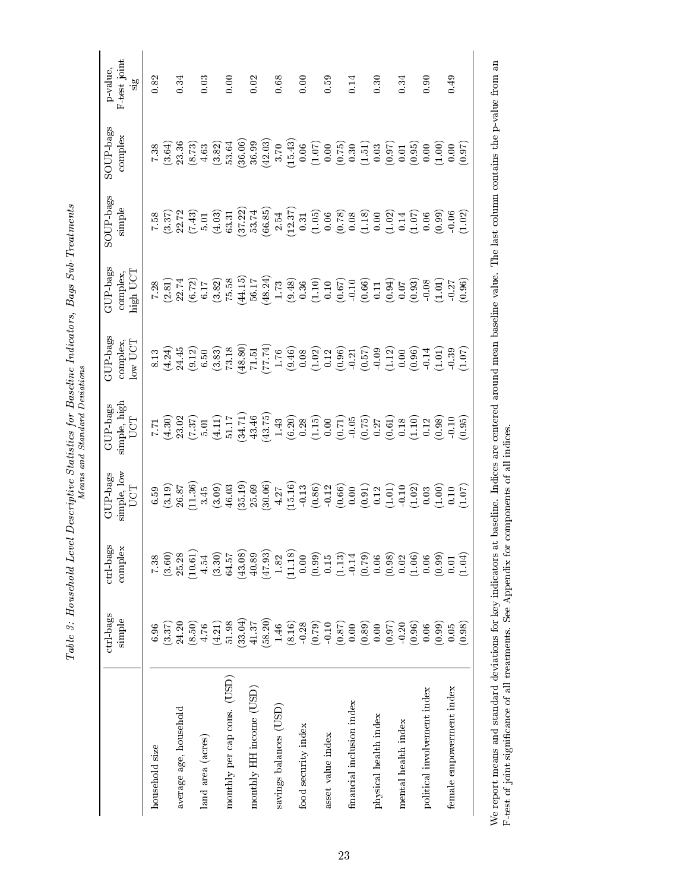*Table 3: Household Level Descriptive Statistics for Baseline Indicators, Bags Sub-Treatments*

*Means and Standard Deviations*

| | ctrl-bags simple | ctrl-bags complex | GUP-bags simple, low UCT | GUP-bags simple, high UCT | GUP-bags complex, low UCT | GUP-bags complex, high UCT | SOUP-bags simple | SOUP-bags complex | p-value, F-test joint sig |
|---|---|---|---|---|---|---|---|---|---|
| household size | 6.96 | 7.38 | 6.59 | 7.71 | 8.13 | 7.28 | 7.58 | 7.38 | 0.82 |
| | (3.37) | (3.60) | (3.19) | (4.30) | (4.24) | (2.81) | (3.37) | (3.64) | |
| average age, household | 24.20 | 25.28 | 26.87 | 23.02 | 24.45 | 22.74 | 22.72 | 23.36 | 0.34 |
| | (8.50) | (10.61) | (11.36) | (7.37) | (9.12) | (6.72) | (7.43) | (8.73) | |
| land area (acres) | 4.76 | 4.54 | 3.45 | 5.01 | 6.50 | 6.17 | 5.01 | 4.63 | 0.03 |
| | (4.21) | (3.30) | (3.09) | (4.11) | (3.83) | (3.82) | (4.03) | (3.82) | |
| monthly per cap cons. (USD) | 51.98 | 64.57 | 46.03 | 51.17 | 73.18 | 75.58 | 63.31 | 53.64 | 0.00 |
| | (33.04) | (43.08) | (35.19) | (34.71) | (48.80) | (44.15) | (37.22) | (36.06) | |
| monthly HH income (USD) | 41.37 | 40.89 | 25.69 | 43.46 | 71.51 | 56.17 | 53.74 | 36.99 | 0.02 |
| | (58.20) | (47.93) | (30.06) | (43.75) | (77.74) | (48.24) | (66.85) | (42.03) | |
| savings balances (USD) | 1.46 | 1.82 | 4.27 | 1.43 | 1.76 | 1.73 | 2.54 | 3.70 | 0.68 |
| | (8.16) | (11.18) | (15.16) | (6.20) | (9.46) | (9.48) | (12.37) | (15.43) | |
| food security index | -0.28 | 0.00 | -0.13 | 0.28 | 0.08 | 0.36 | 0.31 | 0.06 | 0.00 |
| | (0.79) | (0.99) | (0.86) | (1.15) | (1.02) | (1.10) | (1.05) | (1.07) | |
| asset value index | -0.10 | 0.15 | -0.12 | 0.00 | 0.12 | 0.10 | 0.06 | 0.00 | 0.59 |
| | (0.87) | (1.13) | (0.66) | (0.71) | (0.96) | (0.67) | (0.78) | (0.75) | |
| financial inclusion index | 0.00 | -0.14 | 0.00 | -0.05 | -0.21 | -0.10 | 0.08 | 0.30 | 0.14 |
| | (0.89) | (0.79) | (0.91) | (0.75) | (0.57) | (0.66) | (1.18) | (1.51) | |
| physical health index | 0.00 | 0.06 | 0.12 | 0.27 | -0.09 | 0.11 | 0.00 | 0.03 | 0.30 |
| | (0.97) | (0.98) | (1.01) | (0.61) | (1.12) | (0.94) | (1.02) | (0.97) | |
| mental health index | -0.20 | 0.02 | -0.10 | 0.18 | 0.00 | 0.07 | 0.14 | 0.01 | 0.34 |
| | (0.96) | (1.06) | (1.02) | (1.10) | (0.96) | (0.93) | (1.07) | (0.95) | |
| political involvement index | 0.06 | 0.06 | 0.03 | 0.12 | -0.14 | -0.08 | 0.06 | 0.00 | 0.90 |
| | (0.99) | (0.99) | (1.00) | (0.98) | (1.01) | (1.01) | (0.99) | (1.00) | |
| female empowerment index | 0.05 | 0.01 | 0.10 | -0.10 | -0.39 | -0.27 | -0.06 | 0.00 | 0.49 |
| | (0.98) | (1.04) | (1.07) | (0.95) | (1.07) | (0.96) | (1.02) | (0.97) | |

We report means and standard deviations for key indicators at baseline. Indices are centered around mean baseline value. The last column contains the p-value from an F-test of joint significance of all treatments. See Appendix for components of all indices.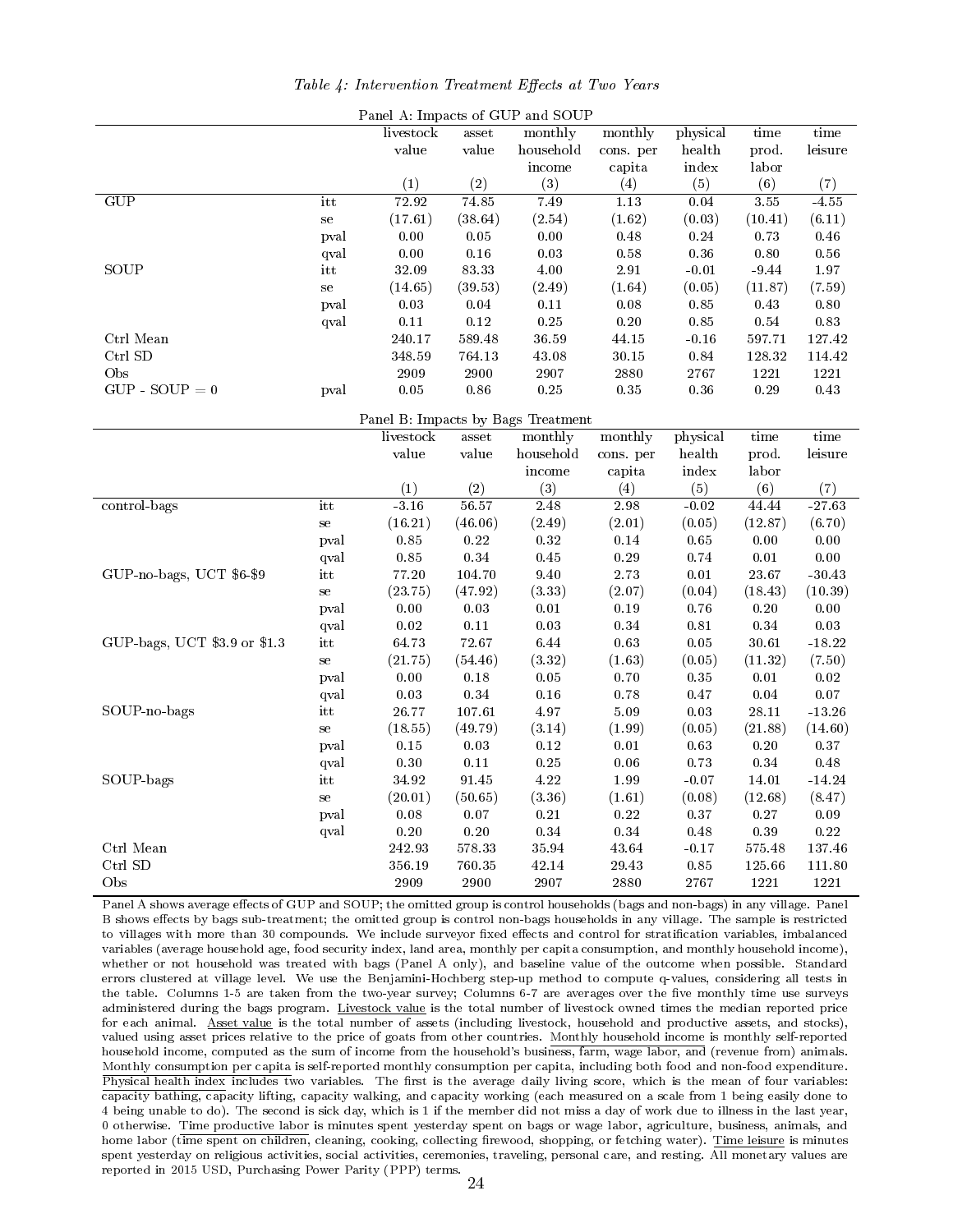*Table 4: Intervention Treatment Effects at Two Years*

Panel A: Impacts of GUP and SOUP

| | | livestock value | asset value | monthly household income | monthly cons. per capita | physical health index | time prod. labor | time leisure |
|---|---|---|---|---|---|---|---|---|
| | | (1) | (2) | (3) | (4) | (5) | (6) | (7) |
| GUP | itt | 72.92 | 74.85 | 7.49 | 1.13 | 0.04 | 3.55 | -4.55 |
| | se | (17.61) | (38.64) | (2.54) | (1.62) | (0.03) | (10.41) | (6.11) |
| | pval | 0.00 | 0.05 | 0.00 | 0.48 | 0.24 | 0.73 | 0.46 |
| | qval | 0.00 | 0.16 | 0.03 | 0.58 | 0.36 | 0.80 | 0.56 |
| SOUP | itt | 32.09 | 83.33 | 4.00 | 2.91 | -0.01 | -9.44 | 1.97 |
| | se | (14.65) | (39.53) | (2.49) | (1.64) | (0.05) | (11.87) | (7.59) |
| | pval | 0.03 | 0.04 | 0.11 | 0.08 | 0.85 | 0.43 | 0.80 |
| | qval | 0.11 | 0.12 | 0.25 | 0.20 | 0.85 | 0.54 | 0.83 |
| Ctrl Mean | | 240.17 | 589.48 | 36.59 | 44.15 | -0.16 | 597.71 | 127.42 |
| Ctrl SD | | 348.59 | 764.13 | 43.08 | 30.15 | 0.84 | 128.32 | 114.42 |
| Obs | | 2909 | 2900 | 2907 | 2880 | 2767 | 1221 | 1221 |
| GUP - SOUP = 0 | pval | 0.05 | 0.86 | 0.25 | 0.35 | 0.36 | 0.29 | 0.43 |

Panel B: Impacts by Bags Treatment

| | | livestock value | asset value | monthly household income | monthly cons. per capita | physical health index | time prod. labor | time leisure |
|---|---|---|---|---|---|---|---|---|
| | | (1) | (2) | (3) | (4) | (5) | (6) | (7) |
| control-bags | itt | -3.16 | 56.57 | 2.48 | 2.98 | -0.02 | 44.44 | -27.63 |
| | se | (16.21) | (46.06) | (2.49) | (2.01) | (0.05) | (12.87) | (6.70) |
| | pval | 0.85 | 0.22 | 0.32 | 0.14 | 0.65 | 0.00 | 0.00 |
| | qval | 0.85 | 0.34 | 0.45 | 0.29 | 0.74 | 0.01 | 0.00 |
| GUP-no-bags, UCT \$6-\$9 | itt | 77.20 | 104.70 | 9.40 | 2.73 | 0.01 | 23.67 | -30.43 |
| | se | (23.75) | (47.92) | (3.33) | (2.07) | (0.04) | (18.43) | (10.39) |
| | pval | 0.00 | 0.03 | 0.01 | 0.19 | 0.76 | 0.20 | 0.00 |
| | qval | 0.02 | 0.11 | 0.03 | 0.34 | 0.81 | 0.34 | 0.03 |
| GUP-bags, UCT \$3.9 or \$1.3 | itt | 64.73 | 72.67 | 6.44 | 0.63 | 0.05 | 30.61 | -18.22 |
| | se | (21.75) | (54.46) | (3.32) | (1.63) | (0.05) | (11.32) | (7.50) |
| | pval | 0.00 | 0.18 | 0.05 | 0.70 | 0.35 | 0.01 | 0.02 |
| | qval | 0.03 | 0.34 | 0.16 | 0.78 | 0.47 | 0.04 | 0.07 |
| SOUP-no-bags | itt | 26.77 | 107.61 | 4.97 | 5.09 | 0.03 | 28.11 | -13.26 |
| | se | (18.55) | (49.79) | (3.14) | (1.99) | (0.05) | (21.88) | (14.60) |
| | pval | 0.15 | 0.03 | 0.12 | 0.01 | 0.63 | 0.20 | 0.37 |
| | qval | 0.30 | 0.11 | 0.25 | 0.06 | 0.73 | 0.34 | 0.48 |
| SOUP-bags | itt | 34.92 | 91.45 | 4.22 | 1.99 | -0.07 | 14.01 | -14.24 |
| | se | (20.01) | (50.65) | (3.36) | (1.61) | (0.08) | (12.68) | (8.47) |
| | pval | 0.08 | 0.07 | 0.21 | 0.22 | 0.37 | 0.27 | 0.09 |
| | qval | 0.20 | 0.20 | 0.34 | 0.34 | 0.48 | 0.39 | 0.22 |
| Ctrl Mean | | 242.93 | 578.33 | 35.94 | 43.64 | -0.17 | 575.48 | 137.46 |
| Ctrl SD | | 356.19 | 760.35 | 42.14 | 29.43 | 0.85 | 125.66 | 111.80 |
| Obs | | 2909 | 2900 | 2907 | 2880 | 2767 | 1221 | 1221 |

Panel A shows average effects of GUP and SOUP; the omitted group is control households (bags and non-bags) in any village. Panel B shows effects by bags sub-treatment; the omitted group is control non-bags households in any village. The sample is restricted to villages with more than 30 compounds. We include surveyor fixed effects and control for stratification variables, imbalanced variables (average household age, food security index, land area, monthly per capita consumption, and monthly household income), whether or not household was treated with bags (Panel A only), and baseline value of the outcome when possible. Standard errors clustered at village level. We use the Benjamini-Hochberg step-up method to compute q-values, considering all tests in the table. Columns 1-5 are taken from the two-year survey; Columns 6-7 are averages over the five monthly time use surveys administered during the bags program. Livestock value is the total number of livestock owned times the median reported price for each animal. Asset value is the total number of assets (including livestock, household and productive assets, and stocks), valued using asset prices relative to the price of goats from other countries. Monthly household income is monthly self-reported household income, computed as the sum of income from the household's business, farm, wage labor, and (revenue from) animals. Monthly consumption per capita is self-reported monthly consumption per capita, including both food and non-food expenditure. Physical health index includes two variables. The first is the average daily living score, which is the mean of four variables: capacity bathing, capacity lifting, capacity walking, and capacity working (each measured on a scale from 1 being easily done to 4 being unable to do). The second is sick day, which is 1 if the member did not miss a day of work due to illness in the last year, 0 otherwise. Time productive labor is minutes spent yesterday spent on bags or wage labor, agriculture, business, animals, and home labor (time spent on children, cleaning, cooking, collecting firewood, shopping, or fetching water). Time leisure is minutes spent yesterday on religious activities, social activities, ceremonies, traveling, personal care, and resting. All monetary values are reported in 2015 USD, Purchasing Power Parity (PPP) terms.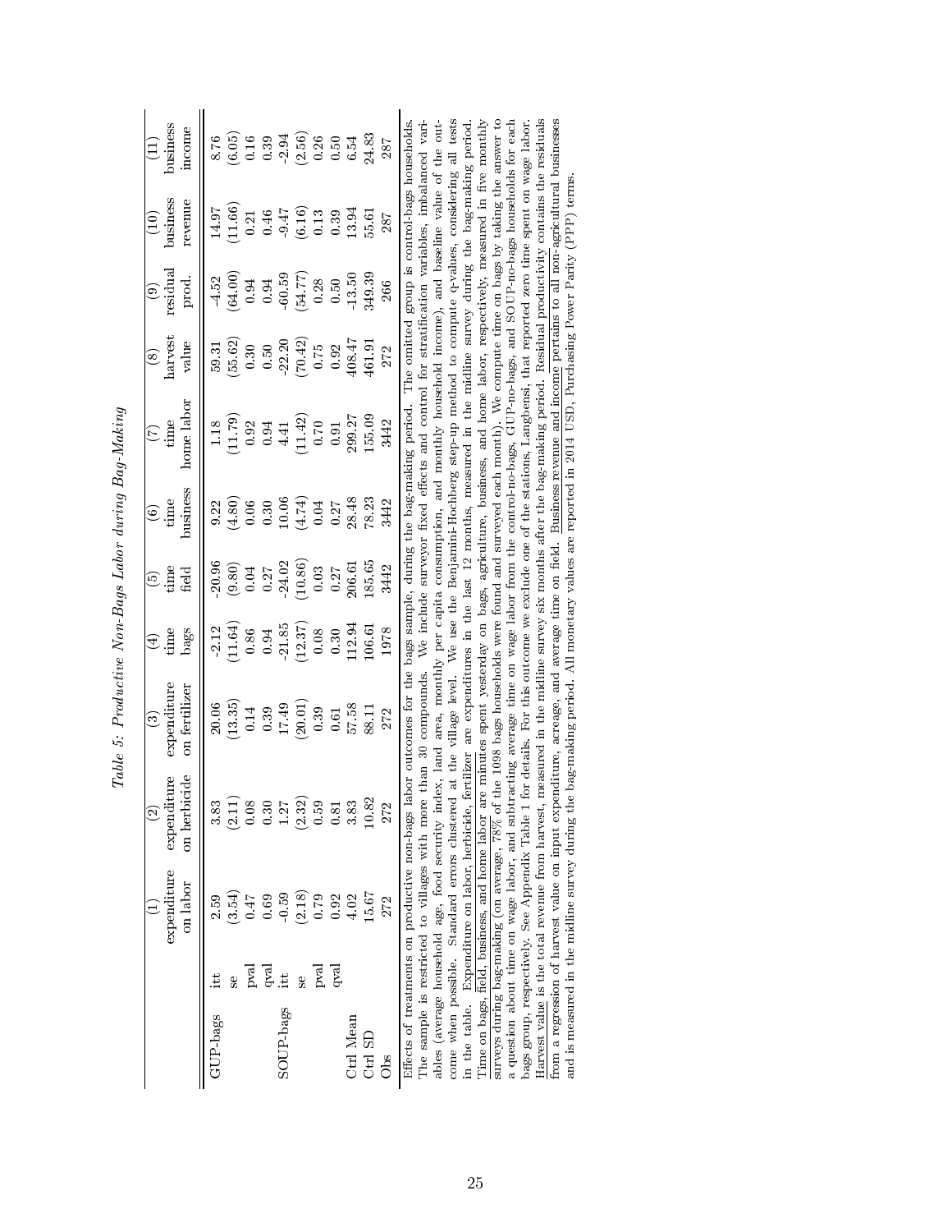*Table 5: Productive Non-Bags Labor during Bag-Making*

| | | (1) expenditure on labor | (2) expenditure on herbicide | (3) expenditure on fertilizer | (4) time bags | (5) time field | (6) time business | (7) time home labor | (8) harvest value | (9) residual prod. | (10) business revenue | (11) business income |
|---|---|---|---|---|---|---|---|---|---|---|---|---|
| GUP-bags | itt | 2.59 | 3.83 | 20.06 | -2.12 | -20.96 | 9.22 | 1.18 | 59.31 | -4.52 | 14.97 | 8.76 |
| | se | (3.54) | (2.11) | (13.35) | (11.64) | (9.80) | (4.80) | (11.79) | (55.62) | (64.00) | (11.66) | (6.05) |
| | pval | 0.47 | 0.08 | 0.14 | 0.86 | 0.04 | 0.06 | 0.92 | 0.30 | 0.94 | 0.21 | 0.16 |
| | qval | 0.69 | 0.30 | 0.39 | 0.94 | 0.27 | 0.30 | 0.94 | 0.50 | 0.94 | 0.46 | 0.39 |
| SOUP-bags | itt | -0.59 | 1.27 | 17.49 | -21.85 | -24.02 | 10.06 | 4.41 | -22.20 | -60.59 | -9.47 | -2.94 |
| | se | (2.18) | (2.32) | (20.01) | (12.37) | (10.86) | (4.74) | (11.42) | (70.42) | (54.77) | (6.16) | (2.56) |
| | pval | 0.79 | 0.59 | 0.39 | 0.08 | 0.03 | 0.04 | 0.70 | 0.75 | 0.28 | 0.13 | 0.26 |
| | qval | 0.92 | 0.81 | 0.61 | 0.30 | 0.27 | 0.27 | 0.91 | 0.92 | 0.50 | 0.39 | 0.50 |
| Ctrl Mean | | 4.02 | 3.83 | 57.58 | 112.94 | 206.61 | 28.48 | 299.27 | 408.47 | -13.50 | 13.94 | 6.54 |
| Ctrl SD | | 15.67 | 10.82 | 88.11 | 106.61 | 185.65 | 78.23 | 155.09 | 461.91 | 349.39 | 55.61 | 24.83 |
| Obs | | 272 | 272 | 272 | 1978 | 3442 | 3442 | 3442 | 272 | 266 | 287 | 287 |

Effects of treatments on productive non-bags labor outcomes for the bags sample, during the bag-making period. The omitted group is control-bags households. The sample is restricted to villages with more than 30 compounds. We include surveyor fixed effects and control for stratification variables, imbalanced variables (average household age, food security index, land area, monthly per capita consumption, and monthly household income), and baseline value of the outcome when possible. Standard errors clustered at the village level. We use the Benjamini-Hochberg step-up method to compute q-values, considering all tests in the table. Expenditure on labor, herbicide, fertilizer are expenditures in the last 12 months, measured in the midline survey during the bag-making period. Time on bags, field, business, and home labor are minutes spent yesterday on bags, agriculture, business, and home labor, respectively, measured in five monthly surveys during bag-making (on average, 78% of the 1098 bags households were found and surveyed each month). We compute time on bags by taking the answer to a question about time on wage labor, and subtracting average time on wage labor from the control-no-bags, GUP-no-bags, and SOUP-no-bags households for each bags group, respectively. See Appendix Table 1 for details. For this outcome we exclude one of the stations, Langbensi, that reported zero time spent on wage labor. Harvest value is the total revenue from harvest, measured in the midline survey six months after the bag-making period. Residual productivity contains the residuals from a regression of harvest value on input expenditure, acreage, and average time on field. Business revenue and income pertains to all non-agricultural businesses and is measured in the midline survey during the bag-making period. All monetary values are reported in 2014 USD, Purchasing Power Parity (PPP) terms.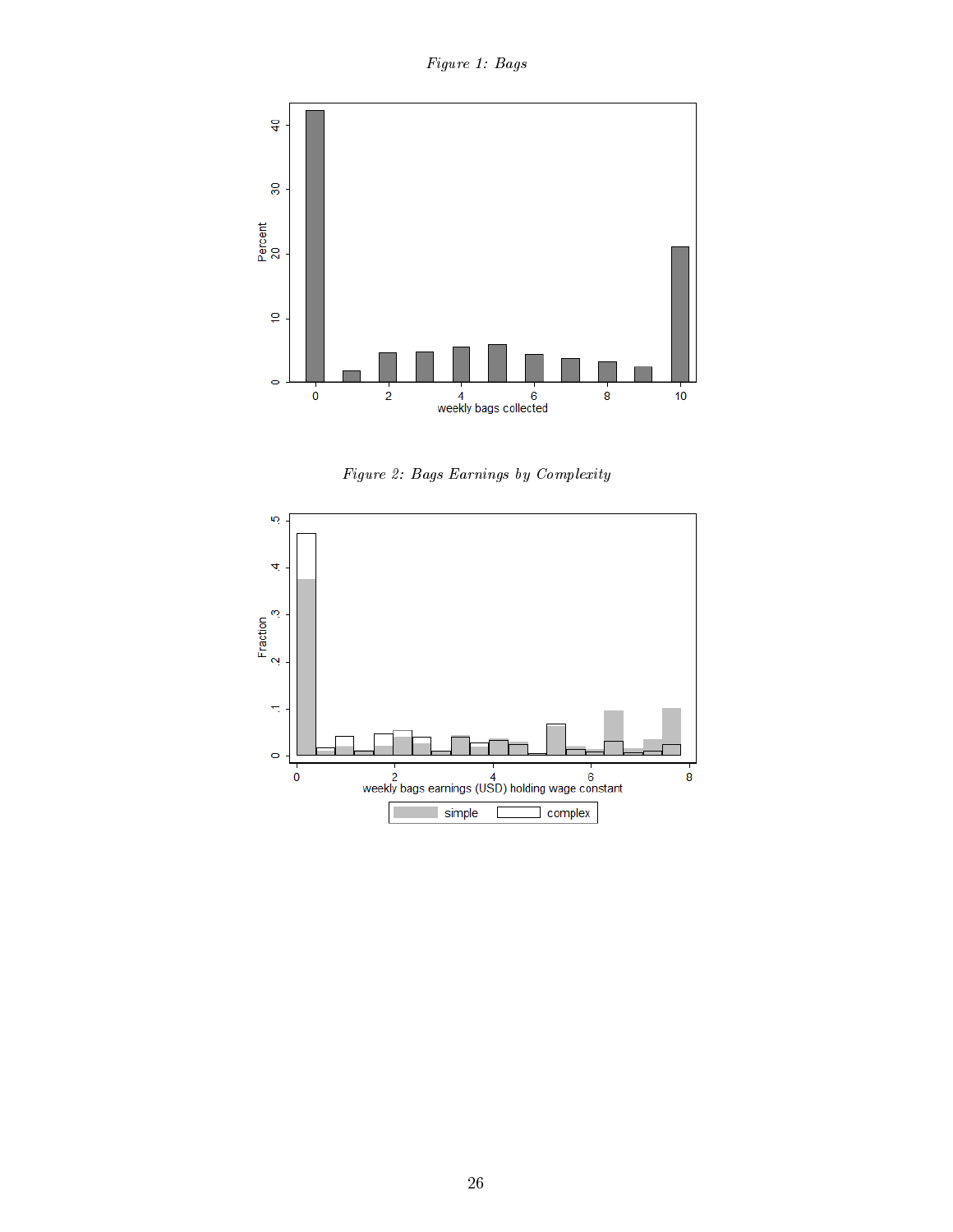*Figure 1: Bags*

*Figure 2: Bags Earnings by Complexity*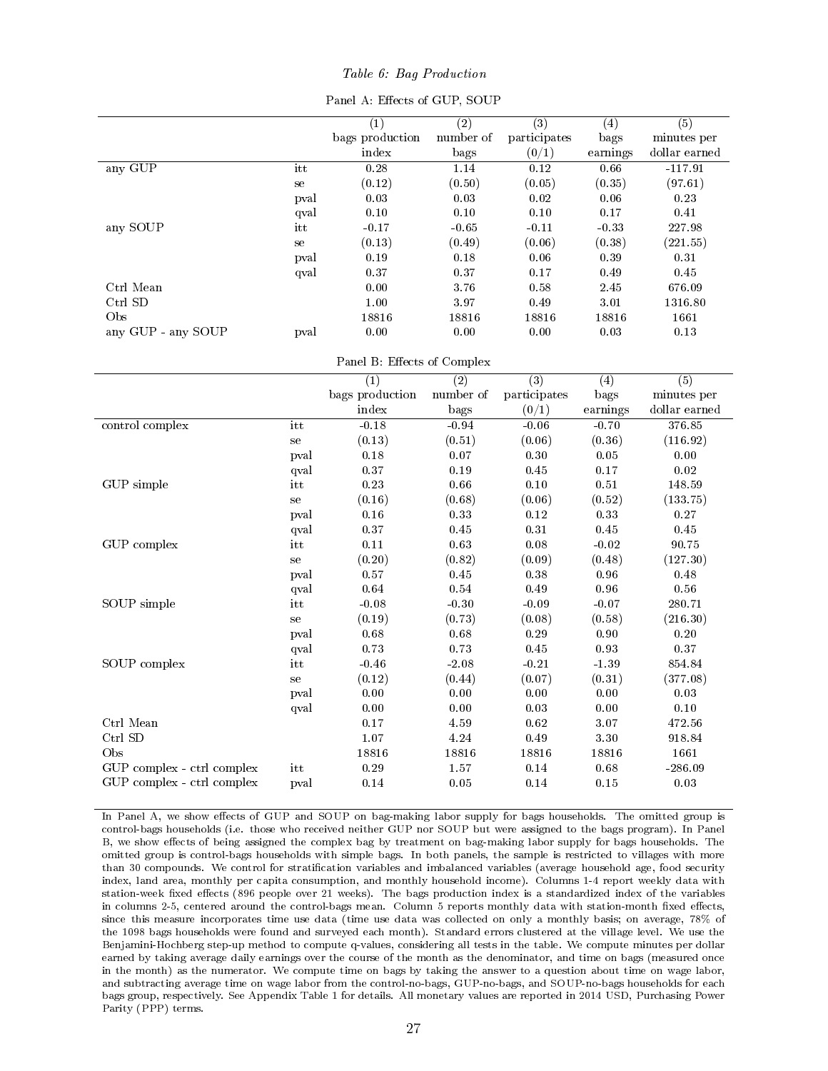*Table 6: Bag Production*

Panel A: Effects of GUP, SOUP

| | | (1) bags production index | (2) number of bags | (3) participates (0/1) | (4) bags earnings | (5) minutes per dollar earned |
|---|---|---|---|---|---|---|
| any GUP | itt | 0.28 | 1.14 | 0.12 | 0.66 | -117.91 |
| | se | (0.12) | (0.50) | (0.05) | (0.35) | (97.61) |
| | pval | 0.03 | 0.03 | 0.02 | 0.06 | 0.23 |
| | qval | 0.10 | 0.10 | 0.10 | 0.17 | 0.41 |
| any SOUP | itt | -0.17 | -0.65 | -0.11 | -0.33 | 227.98 |
| | se | (0.13) | (0.49) | (0.06) | (0.38) | (221.55) |
| | pval | 0.19 | 0.18 | 0.06 | 0.39 | 0.31 |
| | qval | 0.37 | 0.37 | 0.17 | 0.49 | 0.45 |
| Ctrl Mean | | 0.00 | 3.76 | 0.58 | 2.45 | 676.09 |
| Ctrl SD | | 1.00 | 3.97 | 0.49 | 3.01 | 1316.80 |
| Obs | | 18816 | 18816 | 18816 | 18816 | 1661 |
| any GUP - any SOUP | pval | 0.00 | 0.00 | 0.00 | 0.03 | 0.13 |

Panel B: Effects of Complex

| | | (1) bags production index | (2) number of bags | (3) participates (0/1) | (4) bags earnings | (5) minutes per dollar earned |
|---|---|---|---|---|---|---|
| control complex | itt | -0.18 | -0.94 | -0.06 | -0.70 | 376.85 |
| | se | (0.13) | (0.51) | (0.06) | (0.36) | (116.92) |
| | pval | 0.18 | 0.07 | 0.30 | 0.05 | 0.00 |
| | qval | 0.37 | 0.19 | 0.45 | 0.17 | 0.02 |
| GUP simple | itt | 0.23 | 0.66 | 0.10 | 0.51 | 148.59 |
| | se | (0.16) | (0.68) | (0.06) | (0.52) | (133.75) |
| | pval | 0.16 | 0.33 | 0.12 | 0.33 | 0.27 |
| | qval | 0.37 | 0.45 | 0.31 | 0.45 | 0.45 |
| GUP complex | itt | 0.11 | 0.63 | 0.08 | -0.02 | 90.75 |
| | se | (0.20) | (0.82) | (0.09) | (0.48) | (127.30) |
| | pval | 0.57 | 0.45 | 0.38 | 0.96 | 0.48 |
| | qval | 0.64 | 0.54 | 0.49 | 0.96 | 0.56 |
| SOUP simple | itt | -0.08 | -0.30 | -0.09 | -0.07 | 280.71 |
| | se | (0.19) | (0.73) | (0.08) | (0.58) | (216.30) |
| | pval | 0.68 | 0.68 | 0.29 | 0.90 | 0.20 |
| | qval | 0.73 | 0.73 | 0.45 | 0.93 | 0.37 |
| SOUP complex | itt | -0.46 | -2.08 | -0.21 | -1.39 | 854.84 |
| | se | (0.12) | (0.44) | (0.07) | (0.31) | (377.08) |
| | pval | 0.00 | 0.00 | 0.00 | 0.00 | 0.03 |
| | qval | 0.00 | 0.00 | 0.03 | 0.00 | 0.10 |
| Ctrl Mean | | 0.17 | 4.59 | 0.62 | 3.07 | 472.56 |
| Ctrl SD | | 1.07 | 4.24 | 0.49 | 3.30 | 918.84 |
| Obs | | 18816 | 18816 | 18816 | 18816 | 1661 |
| GUP complex - ctrl complex | itt | 0.29 | 1.57 | 0.14 | 0.68 | -286.09 |
| GUP complex - ctrl complex | pval | 0.14 | 0.05 | 0.14 | 0.15 | 0.03 |

In Panel A, we show effects of GUP and SOUP on bag-making labor supply for bags households. The omitted group is control-bags households (i.e. those who received neither GUP nor SOUP but were assigned to the bags program). In Panel B, we show effects of being assigned the complex bag by treatment on bag-making labor supply for bags households. The omitted group is control-bags households with simple bags. In both panels, the sample is restricted to villages with more than 30 compounds. We control for stratification variables and imbalanced variables (average household age, food security index, land area, monthly per capita consumption, and monthly household income). Columns 1-4 report weekly data with station-week fixed effects (896 people over 21 weeks). The bags production index is a standardized index of the variables in columns 2-5, centered around the control-bags mean. Column 5 reports monthly data with station-month fixed effects, since this measure incorporates time use data (time use data was collected on only a monthly basis; on average, 78% of the 1098 bags households were found and surveyed each month). Standard errors clustered at the village level. We use the Benjamini-Hochberg step-up method to compute q-values, considering all tests in the table. We compute minutes per dollar earned by taking average daily earnings over the course of the month as the denominator, and time on bags (measured once in the month) as the numerator. We compute time on bags by taking the answer to a question about time on wage labor, and subtracting average time on wage labor from the control-no-bags, GUP-no-bags, and SOUP-no-bags households for each bags group, respectively. See Appendix Table 1 for details. All monetary values are reported in 2014 USD, Purchasing Power Parity (PPP) terms.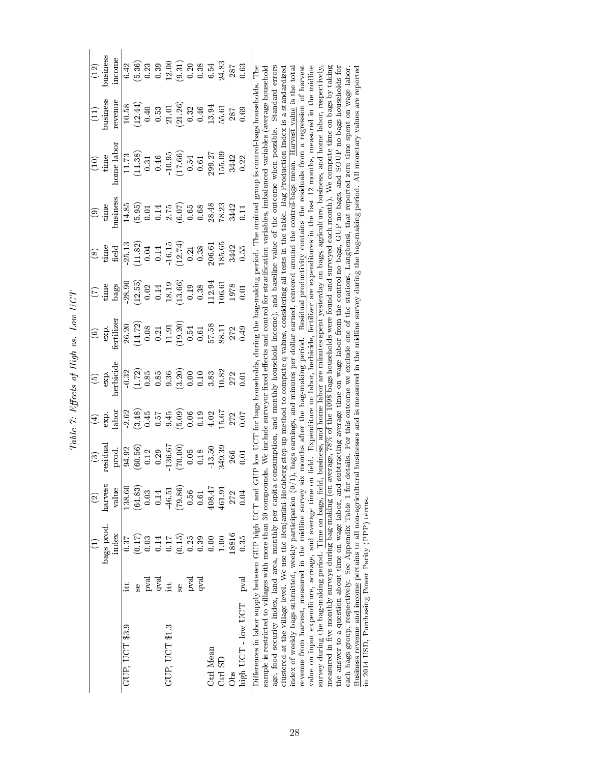*Table 7: Effects of High vs. Low UCT*

| | | (1) bags prod. index | (2) harvest value | (3) residual prod. | (4) exp. labor | (5) exp. herbicide | (6) exp. fertilizer | (7) time bags | (8) time field | (9) time business | (10) time home labor | (11) business revenue | (12) business income |
|---|---|---|---|---|---|---|---|---|---|---|---|---|---|
| GUP, UCT \$3.9 | itt | 0.37 | 138.60 | 94.92 | -2.62 | -0.32 | 26.20 | -28.90 | -25.13 | 14.85 | 11.73 | 10.58 | 6.42 |
| | se | (0.17) | (64.83) | (60.56) | (3.48) | (1.72) | (14.72) | (12.55) | (11.82) | (5.95) | (11.38) | (12.44) | (5.36) |
| | pval | 0.03 | 0.03 | 0.12 | 0.45 | 0.85 | 0.08 | 0.02 | 0.04 | 0.01 | 0.31 | 0.40 | 0.23 |
| | qval | 0.14 | 0.14 | 0.29 | 0.57 | 0.85 | 0.21 | 0.14 | 0.14 | 0.14 | 0.46 | 0.53 | 0.39 |
| GUP, UCT \$1.3 | itt | 0.17 | -46.51 | -136.67 | 9.45 | 9.36 | 11.91 | 18.19 | -16.15 | 2.75 | -10.95 | 21.01 | 12.00 |
| | se | (0.15) | (79.86) | (70.00) | (5.09) | (3.20) | (19.20) | (13.66) | (12.74) | (6.07) | (17.66) | (21.26) | (9.31) |
| | pval | 0.25 | 0.56 | 0.05 | 0.06 | 0.00 | 0.54 | 0.19 | 0.21 | 0.65 | 0.54 | 0.32 | 0.20 |
| | qval | 0.39 | 0.61 | 0.18 | 0.19 | 0.10 | 0.61 | 0.38 | 0.38 | 0.68 | 0.61 | 0.46 | 0.38 |
| Ctrl Mean | | 0.00 | 408.47 | -13.50 | 4.02 | 3.83 | 57.58 | 112.94 | 206.61 | 28.48 | 299.27 | 13.94 | 6.54 |
| Ctrl SD | | 1.00 | 461.91 | 349.39 | 15.67 | 10.82 | 88.11 | 106.61 | 185.65 | 78.23 | 155.09 | 55.61 | 24.83 |
| Obs | | 18816 | 272 | 266 | 272 | 272 | 272 | 1978 | 3442 | 3442 | 3442 | 287 | 287 |
| high UCT - low UCT | pval | 0.35 | 0.04 | 0.01 | 0.07 | 0.01 | 0.49 | 0.01 | 0.55 | 0.11 | 0.22 | 0.69 | 0.63 |

Differences in labor supply between GUP high UCT and GUP low UCT for bags households, during the bag-making period. The omitted group is control-bags households. The sample is restricted to villages with more than 30 compounds. We include surveyor fixed effects and control for stratification variables, imbalanced variables (average household age, food security index, land area, monthly per capita consumption, and monthly household income), and baseline value of the outcome when possible. Standard errors clustered at the village level. We use the Benjamini-Hochberg step-up method to compute q-values, considering all tests in the table. Bag Production Index is a standardized index of weekly bags submitted, weekly participation (0/1), bags earnings, and minutes per dollar earned, centered around the control-bags mean. Harvest value is the total revenue from harvest, measured in the midline survey six months after the bag-making period. Residual productivity contains the residuals from a regression of harvest value on input expenditure, acreage, and average time on field. Expenditure on labor, herbicide, fertilizer are expenditures in the last 12 months, measured in the midline survey during the bag-making period. Time on bags, field, business, and home labor are minutes spent yesterday on bags, agriculture, business, and home labor, respectively, measured in five monthly surveys during bag-making (on average, 78% of the 1098 bags households were found and surveyed each month). We compute time on bags by taking the answer to a question about time on wage labor, and subtracting average time on wage labor from the control-no-bags, GUP-no-bags, and SOUP-no-bags households for each bags group, respectively. See Appendix Table 1 for details. For this outcome we exclude one of the stations, Langbensi, that reported zero time spent on wage labor. Business revenue and income pertains to all non-agricultural businesses and is measured in the midline survey during the bag-making period. All monetary values are reported in 2014 USD, Purchasing Power Parity (PPP) terms.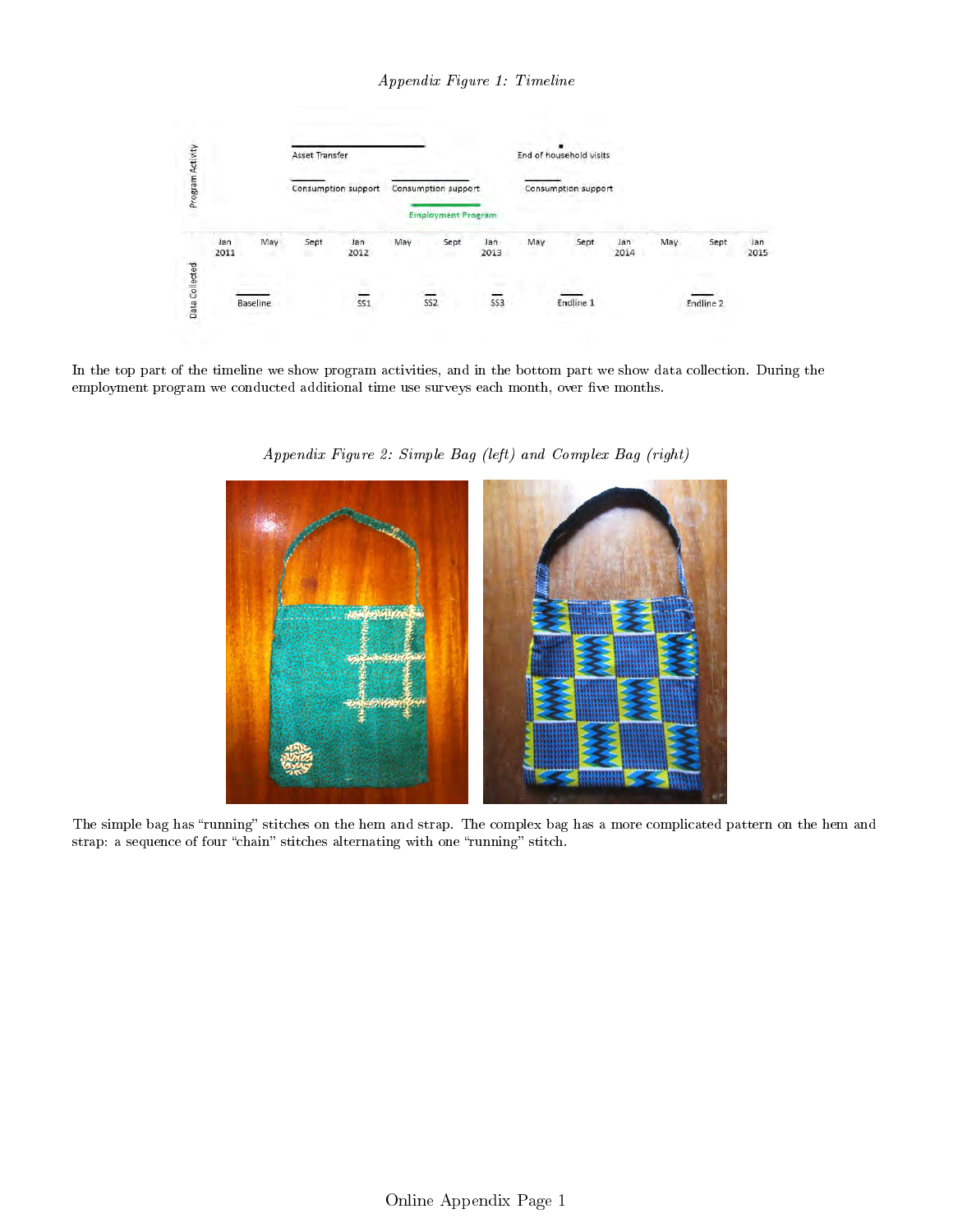*Appendix Figure 1: Timeline*

In the top part of the timeline we show program activities, and in the bottom part we show data collection. During the employment program we conducted additional time use surveys each month, over five months.

*Appendix Figure 2: Simple Bag (left) and Complex Bag (right)*

The simple bag has "running" stitches on the hem and strap. The complex bag has a more complicated pattern on the hem and strap: a sequence of four "chain" stitches alternating with one "running" stitch.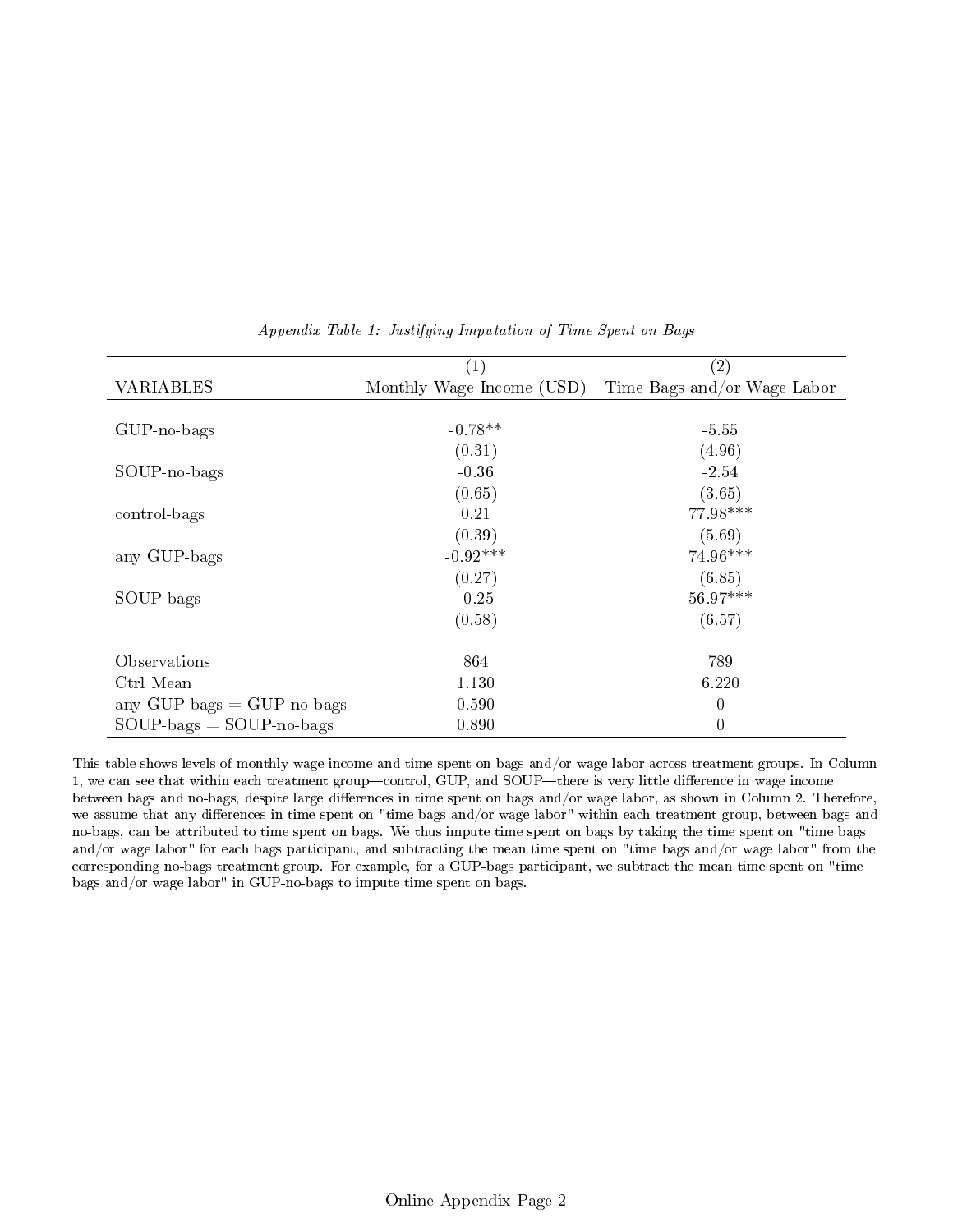*Appendix Table 1: Justifying Imputation of Time Spent on Bags*

| | (1) | (2) |
|---|---|---|
| VARIABLES | Monthly Wage Income (USD) | Time Bags and/or Wage Labor |
| GUP-no-bags | -0.78** | -5.55 |
| | (0.31) | (4.96) |
| SOUP-no-bags | -0.36 | -2.54 |
| | (0.65) | (3.65) |
| control-bags | 0.21 | 77.98*** |
| | (0.39) | (5.69) |
| any GUP-bags | -0.92*** | 74.96*** |
| | (0.27) | (6.85) |
| SOUP-bags | -0.25 | 56.97*** |
| | (0.58) | (6.57) |
| Observations | 864 | 789 |
| Ctrl Mean | 1.130 | 6.220 |
| any-GUP-bags = GUP-no-bags | 0.590 | 0 |
| SOUP-bags = SOUP-no-bags | 0.890 | 0 |

This table shows levels of monthly wage income and time spent on bags and/or wage labor across treatment groups. In Column 1, we can see that within each treatment group—control, GUP, and SOUP—there is very little difference in wage income between bags and no-bags, despite large differences in time spent on bags and/or wage labor, as shown in Column 2. Therefore, we assume that any differences in time spent on "time bags and/or wage labor" within each treatment group, between bags and no-bags, can be attributed to time spent on bags. We thus impute time spent on bags by taking the time spent on "time bags and/or wage labor" for each bags participant, and subtracting the mean time spent on "time bags and/or wage labor" from the corresponding no-bags treatment group. For example, for a GUP-bags participant, we subtract the mean time spent on "time bags and/or wage labor" in GUP-no-bags to impute time spent on bags.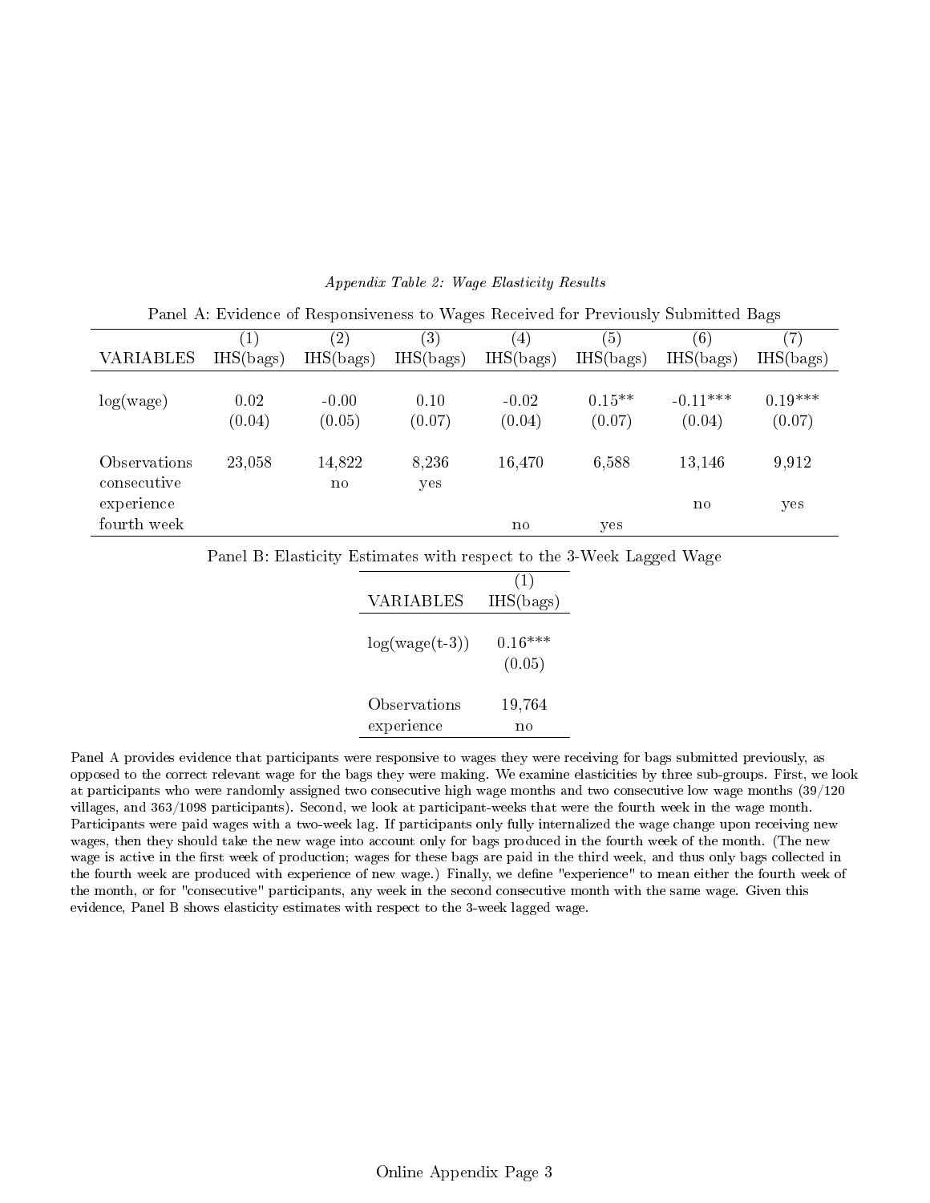*Appendix Table 2: Wage Elasticity Results*

Panel A: Evidence of Responsiveness to Wages Received for Previously Submitted Bags

| | (1) | (2) | (3) | (4) | (5) | (6) | (7) |
|---|---|---|---|---|---|---|---|
| VARIABLES | IHS(bags) | IHS(bags) | IHS(bags) | IHS(bags) | IHS(bags) | IHS(bags) | IHS(bags) |
| log(wage) | 0.02 | -0.00 | 0.10 | -0.02 | 0.15** | -0.11*** | 0.19*** |
| | (0.04) | (0.05) | (0.07) | (0.04) | (0.07) | (0.04) | (0.07) |
| Observations | 23,058 | 14,822 | 8,236 | 16,470 | 6,588 | 13,146 | 9,912 |
| consecutive | | no | yes | | | | |
| experience | | | | | | no | yes |
| fourth week | | | | no | yes | | |

Panel B: Elasticity Estimates with respect to the 3-Week Lagged Wage

| | (1) |
|---|---|
| VARIABLES | IHS(bags) |
| log(wage(t-3)) | 0.16*** |
| | (0.05) |
| Observations | 19,764 |
| experience | no |

Panel A provides evidence that participants were responsive to wages they were receiving for bags submitted previously, as opposed to the correct relevant wage for the bags they were making. We examine elasticities by three sub-groups. First, we look at participants who were randomly assigned two consecutive high wage months and two consecutive low wage months (39/120 villages, and 363/1098 participants). Second, we look at participant-weeks that were the fourth week in the wage month. Participants were paid wages with a two-week lag. If participants only fully internalized the wage change upon receiving new wages, then they should take the new wage into account only for bags produced in the fourth week of the month. (The new wage is active in the first week of production; wages for these bags are paid in the third week, and thus only bags collected in the fourth week are produced with experience of new wage.) Finally, we define "experience" to mean either the fourth week of the month, or for "consecutive" participants, any week in the second consecutive month with the same wage. Given this evidence, Panel B shows elasticity estimates with respect to the 3-week lagged wage.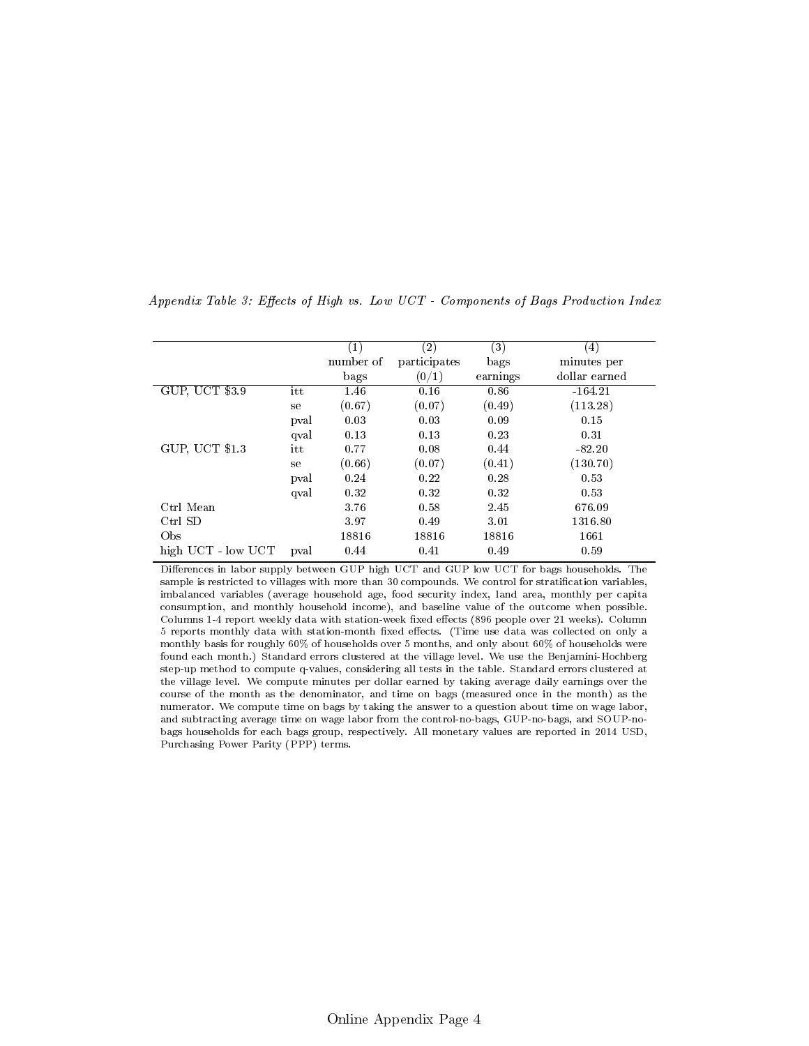*Appendix Table 3: Effects of High vs. Low UCT - Components of Bags Production Index*

| | | (1) number of bags | (2) participates (0/1) | (3) bags earnings | (4) minutes per dollar earned |
|---|---|---|---|---|---|
| GUP, UCT \$3.9 | itt | 1.46 | 0.16 | 0.86 | -164.21 |
| | se | (0.67) | (0.07) | (0.49) | (113.28) |
| | pval | 0.03 | 0.03 | 0.09 | 0.15 |
| | qval | 0.13 | 0.13 | 0.23 | 0.31 |
| GUP, UCT \$1.3 | itt | 0.77 | 0.08 | 0.44 | -82.20 |
| | se | (0.66) | (0.07) | (0.41) | (130.70) |
| | pval | 0.24 | 0.22 | 0.28 | 0.53 |
| | qval | 0.32 | 0.32 | 0.32 | 0.53 |
| Ctrl Mean | | 3.76 | 0.58 | 2.45 | 676.09 |
| Ctrl SD | | 3.97 | 0.49 | 3.01 | 1316.80 |
| Obs | | 18816 | 18816 | 18816 | 1661 |
| high UCT - low UCT | pval | 0.44 | 0.41 | 0.49 | 0.59 |

Differences in labor supply between GUP high UCT and GUP low UCT for bags households. The sample is restricted to villages with more than 30 compounds. We control for stratification variables, imbalanced variables (average household age, food security index, land area, monthly per capita consumption, and monthly household income), and baseline value of the outcome when possible. Columns 1-4 report weekly data with station-week fixed effects (896 people over 21 weeks). Column 5 reports monthly data with station-month fixed effects. (Time use data was collected on only a monthly basis for roughly 60% of households over 5 months, and only about 60% of households were found each month.) Standard errors clustered at the village level. We use the Benjamini-Hochberg step-up method to compute q-values, considering all tests in the table. Standard errors clustered at the village level. We compute minutes per dollar earned by taking average daily earnings over the course of the month as the denominator, and time on bags (measured once in the month) as the numerator. We compute time on bags by taking the answer to a question about time on wage labor, and subtracting average time on wage labor from the control-no-bags, GUP-no-bags, and SOUP-no-bags households for each bags group, respectively. All monetary values are reported in 2014 USD, Purchasing Power Parity (PPP) terms.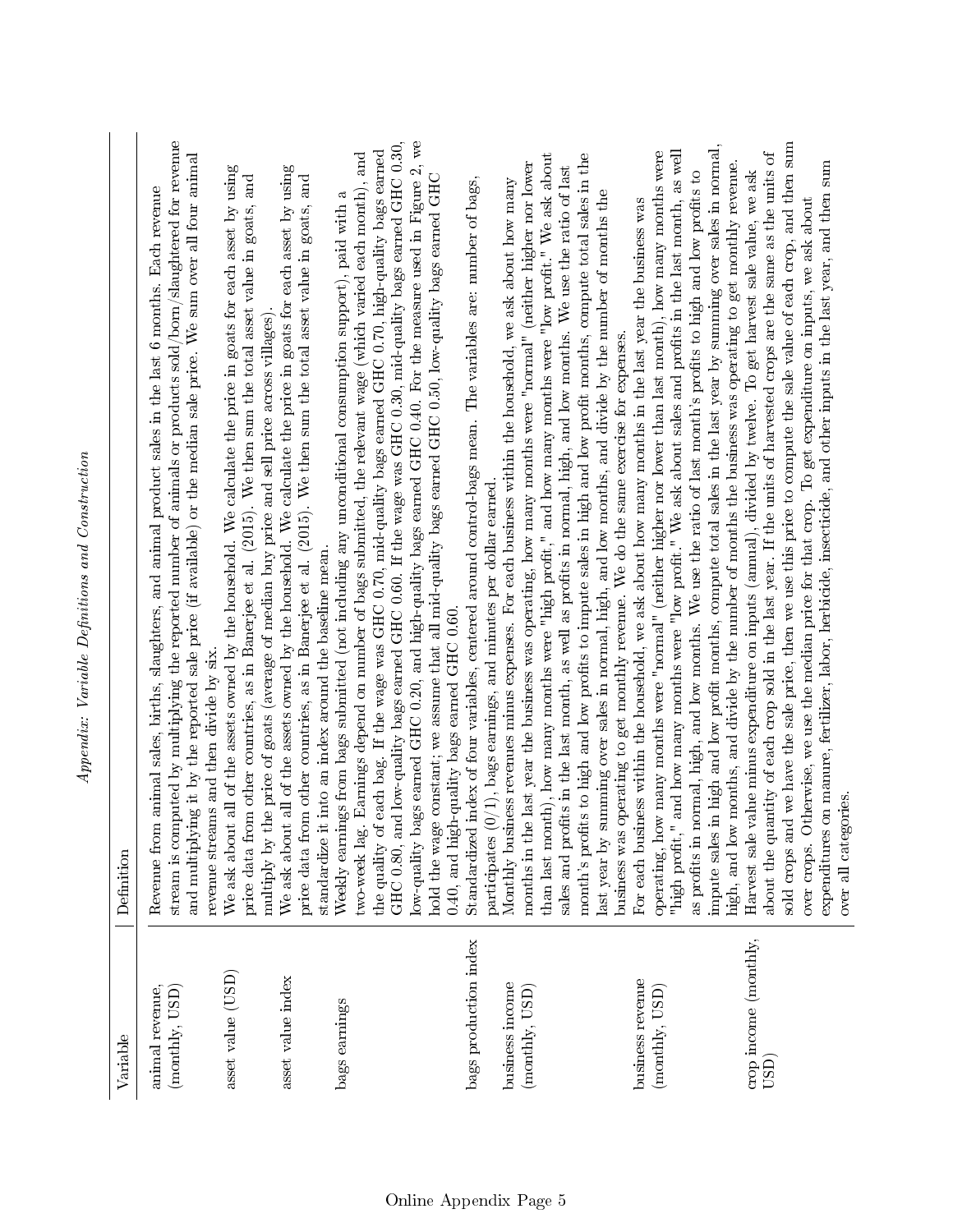*Appendix: Variable Definitions and Construction*

| Variable | Definition |
|---|---|
| animal revenue, (monthly, USD) | Revenue from animal sales, births, slaughters, and animal product sales in the last 6 months. Each revenue stream is computed by multiplying the reported number of animals or products sold/born/slaughtered for revenue and multiplying it by the reported sale price (if available) or the median sale price. We sum over all four animal revenue streams and then divide by six. |
| asset value (USD) | We ask about all of the assets owned by the household. We calculate the price in goats for each asset by using price data from other countries, as in Banerjee et al. (2015). We then sum the total asset value in goats, and multiply by the price of goats (average of median buy price and sell price across villages). |
| asset value index | We ask about all of the assets owned by the household. We calculate the price in goats for each asset by using price data from other countries, as in Banerjee et al. (2015). We then sum the total asset value in goats, and standardize it into an index around the baseline mean. |
| bags earnings | Weekly earnings from bags submitted (not including any unconditional consumption support), paid with a two-week lag. Earnings depend on number of bags submitted, the relevant wage (which varied each month), and the quality of each bag. If the wage was GHC 0.70, mid-quality bags earned GHC 0.70, high-quality bags earned GHC 0.80, and low-quality bags earned GHC 0.60. If the wage was GHC 0.30, mid-quality bags earned GHC 0.30, low-quality bags earned GHC 0.20, and high-quality bags earned GHC 0.40. For the measure used in Figure 2, we hold the wage constant; we assume that all mid-quality bags earned GHC 0.50, low-quality bags earned GHC 0.40, and high-quality bags earned GHC 0.60. |
| bags production index | Standardized index of four variables, centered around control-bags mean. The variables are: number of bags, participates (0/1), bags earnings, and minutes per dollar earned. |
| business income (monthly, USD) | Monthly business revenues minus expenses. For each business within the household, we ask about how many months in the last year the business was operating, how many months were "normal" (neither higher nor lower than last month), how many months were "high profit," and how many months were "low profit." We ask about sales and profits in the last month, as well as profits in normal, high, and low months. We use the ratio of last month's profits to high and low profits to impute sales in high and low profit months, compute total sales in the last year by summing over sales in normal, high, and low months, and divide by the number of months the business was operating to get monthly revenue. We do the same exercise for expenses. |
| business revenue (monthly, USD) | For each business within the household, we ask about how many months in the last year the business was operating, how many months were "normal" (neither higher nor lower than last month), how many months were "high profit," and how many months were "low profit." We ask about sales and profits in the last month, as well as profits in normal, high, and low months. We use the ratio of last month's profits to high and low profits to impute sales in high and low profit months, compute total sales in the last year by summing over sales in normal, high, and low months, and divide by the number of months the business was operating to get monthly revenue. |
| crop income (monthly, USD) | Harvest sale value minus expenditure on inputs (annual), divided by twelve. To get harvest sale value, we ask about the quantity of each crop sold in the last year. If the units of harvested crops are the same as the units of sold crops and we have the sale price, then we use this price to compute the sale value of each crop, and then sum over crops. Otherwise, we use the median price for that crop. To get expenditure on inputs, we ask about expenditures on manure, fertilizer, labor, herbicide, insecticide, and other inputs in the last year, and then sum over all categories. |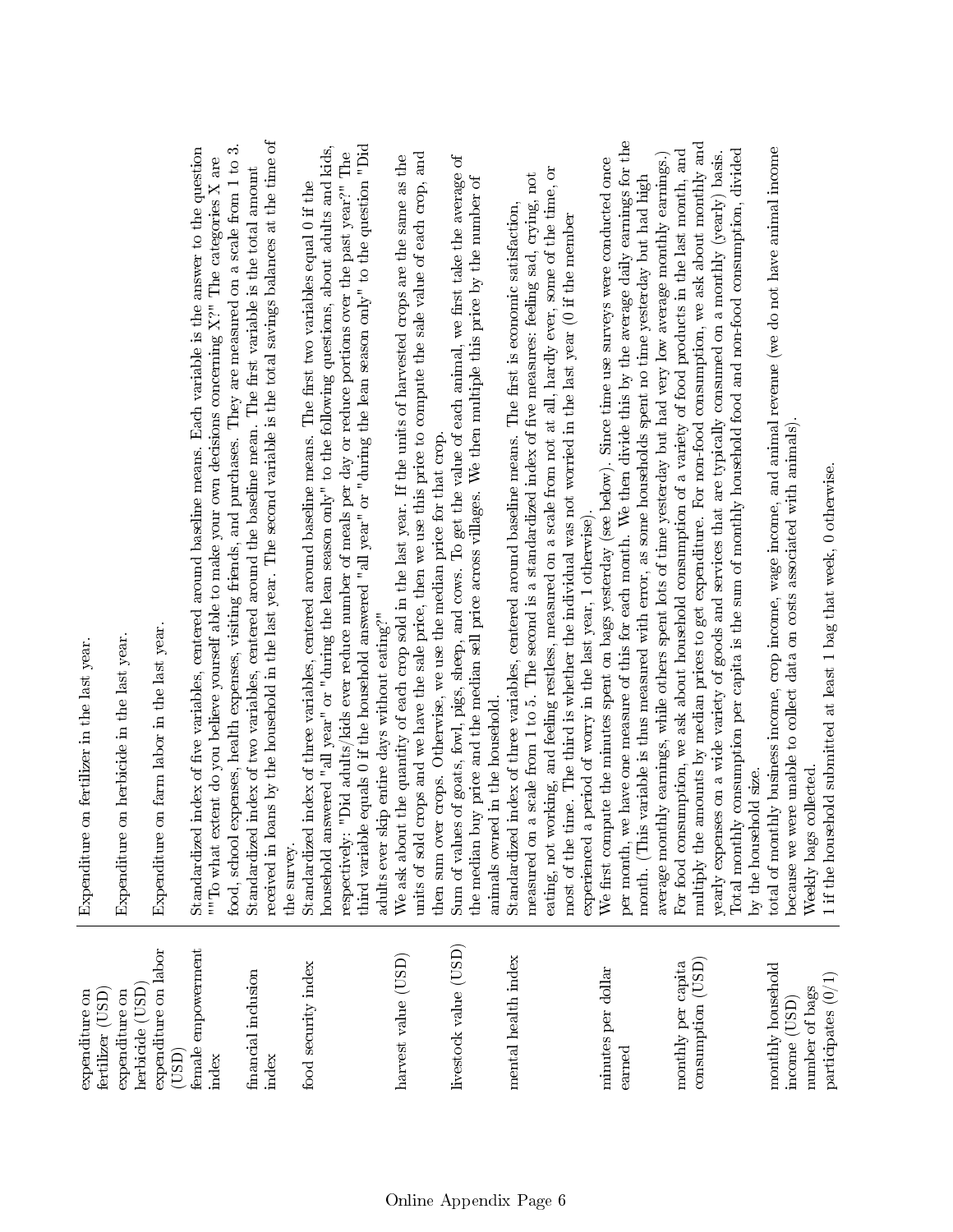| | |
|---|---|
| expenditure on fertilizer (USD) | Expenditure on fertilizer in the last year. |
| expenditure on herbicide (USD) | Expenditure on herbicide in the last year. |
| expenditure on labor (USD) | Expenditure on farm labor in the last year. |
| female empowerment index | Standardized index of five variables, centered around baseline means. Each variable is the answer to the question ""To what extent do you believe yourself able to make your own decisions concerning X?" The categories X are food, school expenses, health expenses, visiting friends, and purchases. They are measured on a scale from 1 to 3. |
| financial inclusion index | Standardized index of two variables, centered around the baseline mean. The first variable is the total amount received in loans by the household in the last year. The second variable is the total savings balances at the time of the survey. |
| food security index | Standardized index of three variables, centered around baseline means. The first two variables equal 0 if the household answered "all year" or "during the lean season only" to the following questions, about adults and kids, respectively: "Did adults/kids ever reduce number of meals per day or reduce portions over the past year?" The third variable equals 0 if the household answered "all year" or "during the lean season only" to the question "Did adults ever skip entire days without eating?" |
| harvest value (USD) | We ask about the quantity of each crop sold in the last year. If the units of harvested crops are the same as the units of sold crops and we have the sale price, then we use this price to compute the sale value of each crop, and then sum over crops. Otherwise, we use the median price for that crop. |
| livestock value (USD) | Sum of values of goats, fowl, pigs, sheep, and cows. To get the value of each animal, we first take the average of the median buy price and the median sell price across villages. We then multiple this price by the number of animals owned in the household. |
| mental health index | Standardized index of three variables, centered around baseline means. The first is economic satisfaction, measured on a scale from 1 to 5. The second is a standardized index of five measures: feeling sad, crying, not eating, not working, and feeling restless, measured on a scale from not at all, hardly ever, some of the time, or most of the time. The third is whether the individual was not worried in the last year (0 if the member experienced a period of worry in the last year, 1 otherwise). |
| minutes per dollar earned | We first compute the minutes spent on bags yesterday (see below). Since time use surveys were conducted once per month, we have one measure of this for each month. We then divide this by the average daily earnings for the month. (This variable is thus measured with error, as some households spent no time yesterday but had high average monthly earnings, while others spent lots of time yesterday but had very low average monthly earnings.) |
| monthly per capita consumption (USD) | For food consumption, we ask about household consumption of a variety of food products in the last month, and multiply the amounts by median prices to get expenditure. For non-food consumption, we ask about monthly and yearly expenses on a wide variety of goods and services that are typically consumed on a monthly (yearly) basis. Total monthly consumption per capita is the sum of monthly household food and non-food consumption, divided by the household size. |
| monthly household income (USD) | total of monthly business income, crop income, wage income, and animal revenue (we do not have animal income because we were unable to collect data on costs associated with animals). |
| number of bags | Weekly bags collected. |
| participates (0/1) | 1 if the household submitted at least 1 bag that week, 0 otherwise. |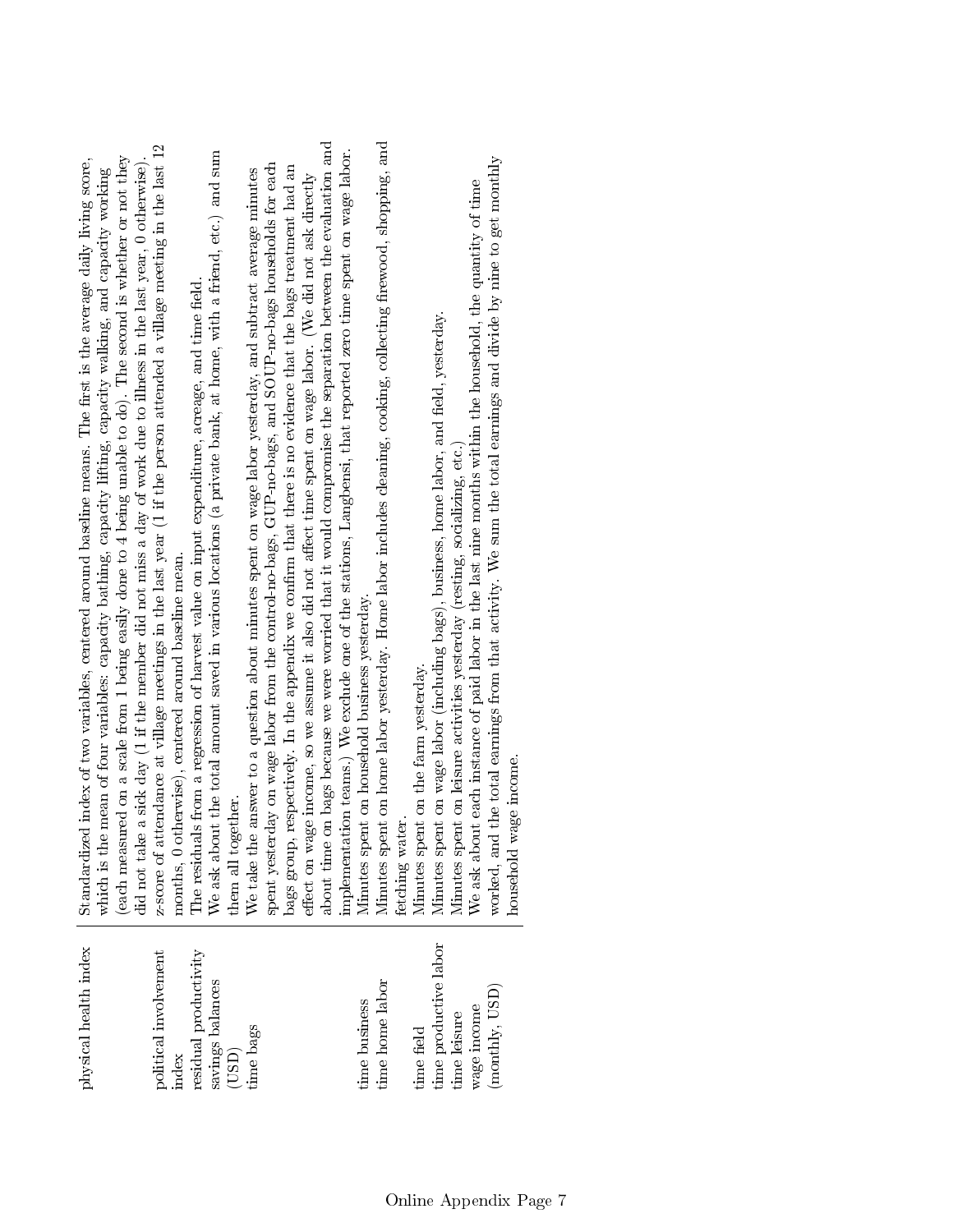| | |
|---|---|
| physical health index | Standardized index of two variables, centered around baseline means. The first is the average daily living score, which is the mean of four variables: capacity bathing, capacity lifting, capacity walking, and capacity working (each measured on a scale from 1 being easily done to 4 being unable to do). The second is whether or not they did not take a sick day (1 if the member did not miss a day of work due to illness in the last year, 0 otherwise). |
| political involvement index | z-score of attendance at village meetings in the last year (1 if the person attended a village meeting in the last 12 months, 0 otherwise), centered around baseline mean. |
| residual productivity | The residuals from a regression of harvest value on input expenditure, acreage, and time field. |
| savings balances (USD) | We ask about the total amount saved in various locations (a private bank, at home, with a friend, etc.) and sum them all together. |
| time bags | We take the answer to a question about minutes spent on wage labor yesterday, and subtract average minutes spent yesterday on wage labor from the control-no-bags, GUP-no-bags, and SOUP-no-bags households for each bags group, respectively. In the appendix we confirm that there is no evidence that the bags treatment had an effect on wage income, so we assume it also did not affect time spent on wage labor. (We did not ask directly about time on bags because we were worried that it would compromise the separation between the evaluation and implementation teams.) We exclude one of the stations, Langbensi, that reported zero time spent on wage labor. |
| time business | Minutes spent on household business yesterday. |
| time home labor | Minutes spent on home labor yesterday. Home labor includes cleaning, cooking, collecting firewood, shopping, and fetching water. |
| time field | Minutes spent on the farm yesterday. |
| time productive labor | Minutes spent on wage labor (including bags), business, home labor, and field, yesterday. |
| time leisure | Minutes spent on leisure activities yesterday (resting, socializing, etc.) |
| wage income (monthly, USD) | We ask about each instance of paid labor in the last nine months within the household, the quantity of time worked, and the total earnings from that activity. We sum the total earnings and divide by nine to get monthly household wage income. |